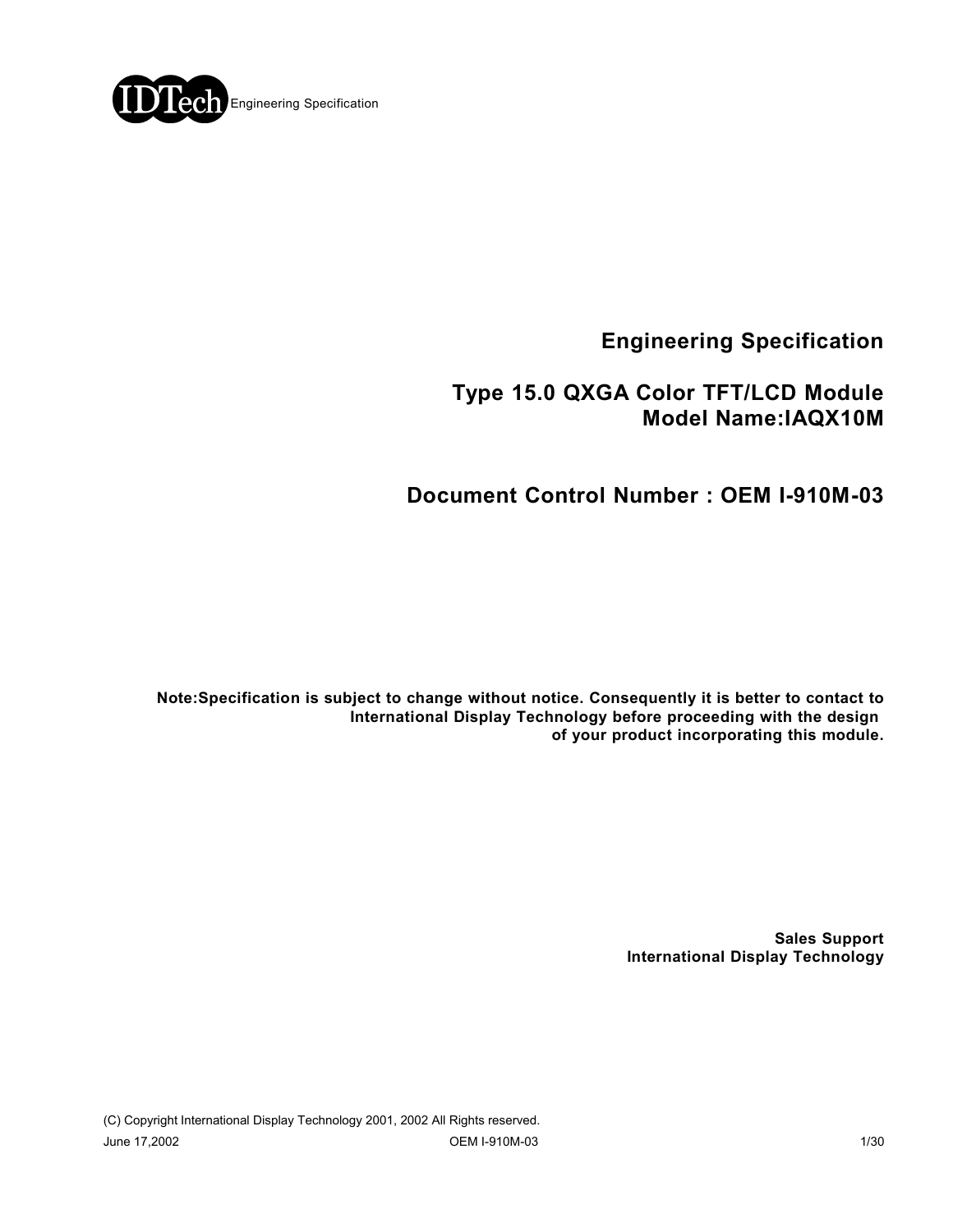IDTech Engineering Specification

# Engineering Specification

## Type 15.0 QXGA Color TFT/LCD Module
## Model Name:IAQX10M

## Document Control Number : OEM I-910M-03

**Note:Specification is subject to change without notice. Consequently it is better to contact to International Display Technology before proceeding with the design of your product incorporating this module.**

**Sales Support**
**International Display Technology**

(C) Copyright International Display Technology 2001, 2002 All Rights reserved.

June 17,2002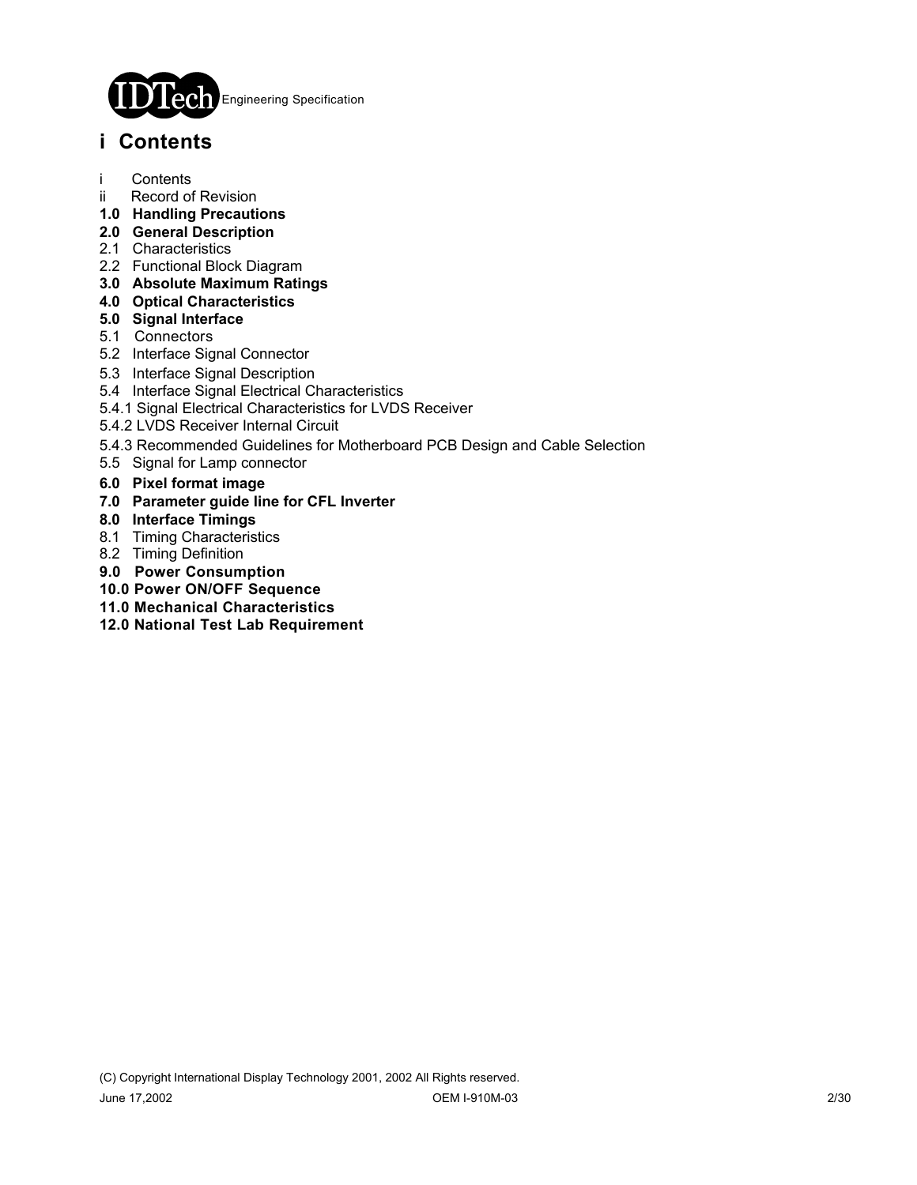# i Contents

i Contents
ii Record of Revision
**1.0 Handling Precautions**
**2.0 General Description**
2.1 Characteristics
2.2 Functional Block Diagram
**3.0 Absolute Maximum Ratings**
**4.0 Optical Characteristics**
**5.0 Signal Interface**
5.1 Connectors
5.2 Interface Signal Connector
5.3 Interface Signal Description
5.4 Interface Signal Electrical Characteristics
5.4.1 Signal Electrical Characteristics for LVDS Receiver
5.4.2 LVDS Receiver Internal Circuit
5.4.3 Recommended Guidelines for Motherboard PCB Design and Cable Selection
5.5 Signal for Lamp connector
**6.0 Pixel format image**
**7.0 Parameter guide line for CFL Inverter**
**8.0 Interface Timings**
8.1 Timing Characteristics
8.2 Timing Definition
**9.0 Power Consumption**
**10.0 Power ON/OFF Sequence**
**11.0 Mechanical Characteristics**
**12.0 National Test Lab Requirement**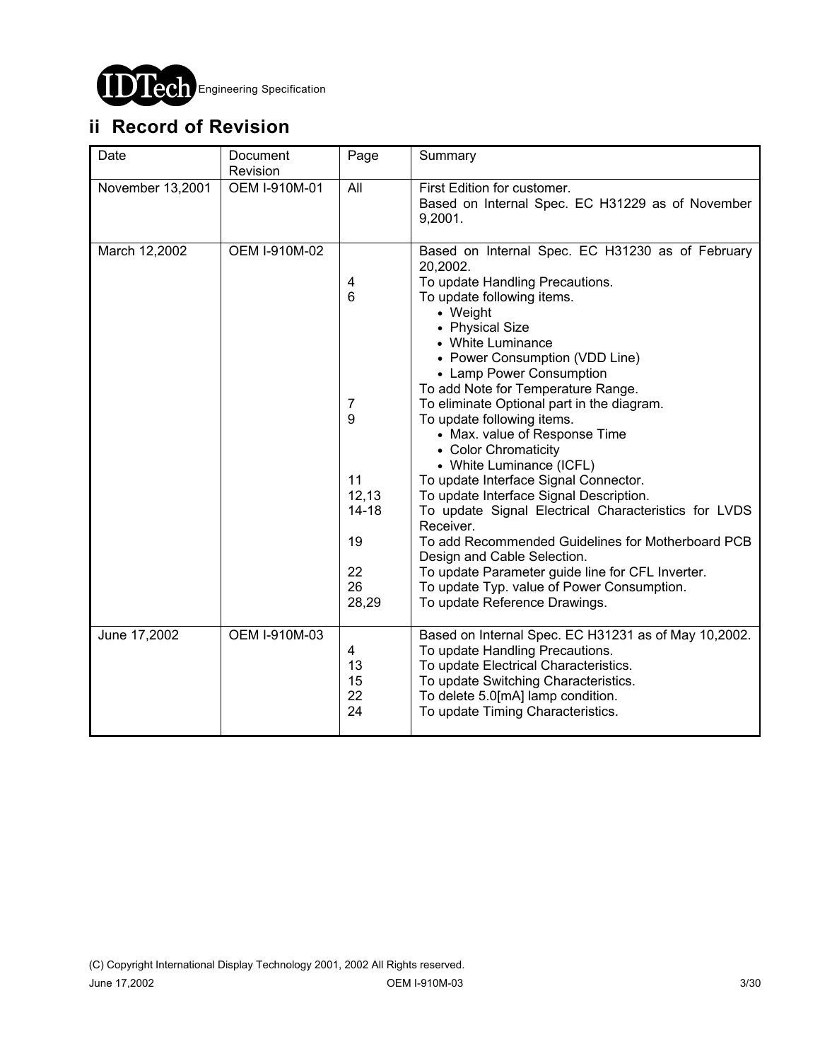## ii Record of Revision

| Date | Document Revision | Page | Summary |
|---|---|---|---|
| November 13,2001 | OEM I-910M-01 | All | First Edition for customer.<br>Based on Internal Spec. EC H31229 as of November 9,2001. |
| March 12,2002 | OEM I-910M-02 | <br>4<br>6<br><br><br><br><br><br><br>7<br>9<br><br><br><br>11<br>12,13<br>14-18<br><br>19<br><br>22<br>26<br>28,29 | Based on Internal Spec. EC H31230 as of February 20,2002.<br>To update Handling Precautions.<br>To update following items.<br>• Weight<br>• Physical Size<br>• White Luminance<br>• Power Consumption (VDD Line)<br>• Lamp Power Consumption<br>To add Note for Temperature Range.<br>To eliminate Optional part in the diagram.<br>To update following items.<br>• Max. value of Response Time<br>• Color Chromaticity<br>• White Luminance (ICFL)<br>To update Interface Signal Connector.<br>To update Interface Signal Description.<br>To update Signal Electrical Characteristics for LVDS Receiver.<br>To add Recommended Guidelines for Motherboard PCB Design and Cable Selection.<br>To update Parameter guide line for CFL Inverter.<br>To update Typ. value of Power Consumption.<br>To update Reference Drawings. |
| June 17,2002 | OEM I-910M-03 | <br>4<br>13<br>15<br>22<br>24 | Based on Internal Spec. EC H31231 as of May 10,2002.<br>To update Handling Precautions.<br>To update Electrical Characteristics.<br>To update Switching Characteristics.<br>To delete 5.0[mA] lamp condition.<br>To update Timing Characteristics. |

(C) Copyright International Display Technology 2001, 2002 All Rights reserved.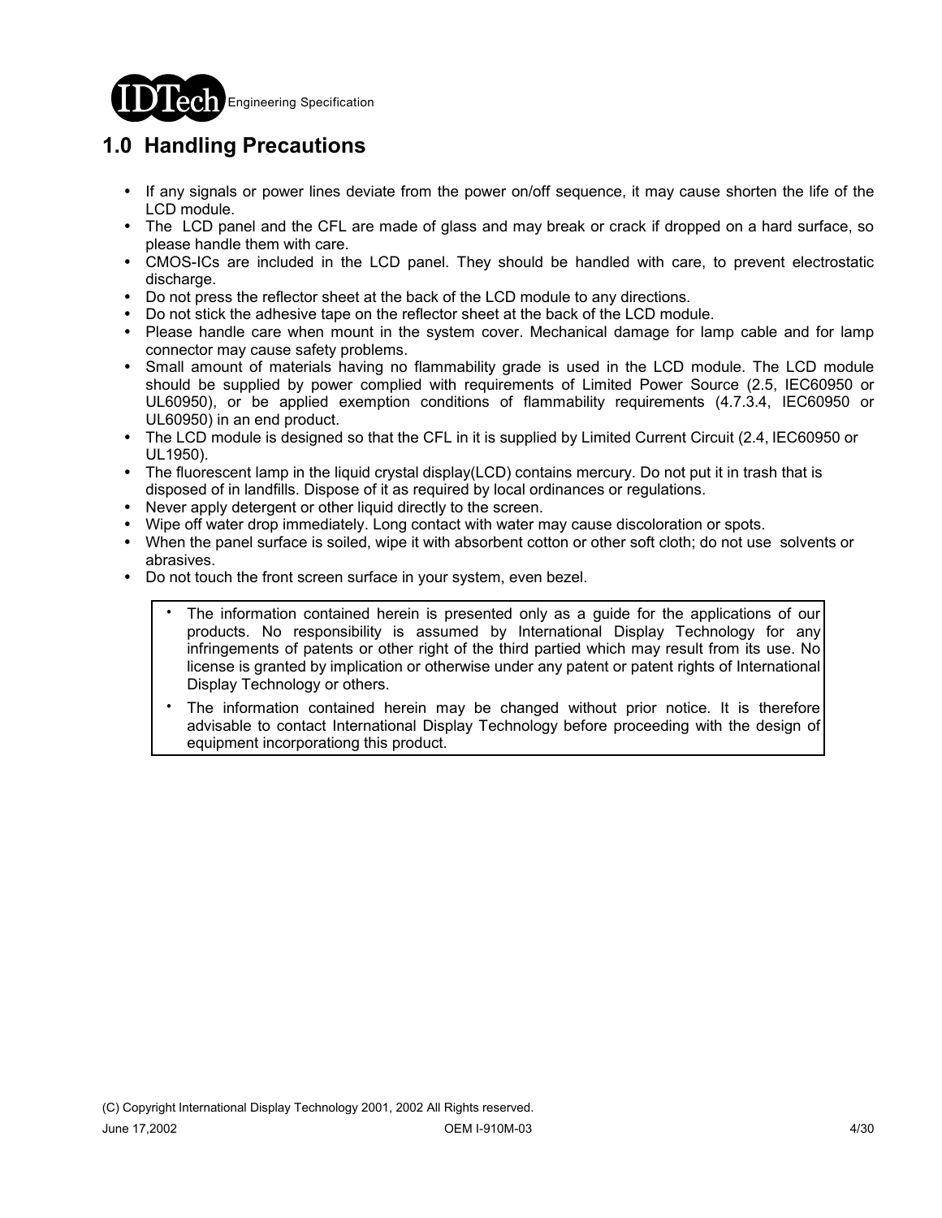# 1.0 Handling Precautions

- If any signals or power lines deviate from the power on/off sequence, it may cause shorten the life of the LCD module.
- The LCD panel and the CFL are made of glass and may break or crack if dropped on a hard surface, so please handle them with care.
- CMOS-ICs are included in the LCD panel. They should be handled with care, to prevent electrostatic discharge.
- Do not press the reflector sheet at the back of the LCD module to any directions.
- Do not stick the adhesive tape on the reflector sheet at the back of the LCD module.
- Please handle care when mount in the system cover. Mechanical damage for lamp cable and for lamp connector may cause safety problems.
- Small amount of materials having no flammability grade is used in the LCD module. The LCD module should be supplied by power complied with requirements of Limited Power Source (2.5, IEC60950 or UL60950), or be applied exemption conditions of flammability requirements (4.7.3.4, IEC60950 or UL60950) in an end product.
- The LCD module is designed so that the CFL in it is supplied by Limited Current Circuit (2.4, IEC60950 or UL1950).
- The fluorescent lamp in the liquid crystal display(LCD) contains mercury. Do not put it in trash that is disposed of in landfills. Dispose of it as required by local ordinances or regulations.
- Never apply detergent or other liquid directly to the screen.
- Wipe off water drop immediately. Long contact with water may cause discoloration or spots.
- When the panel surface is soiled, wipe it with absorbent cotton or other soft cloth; do not use solvents or abrasives.
- Do not touch the front screen surface in your system, even bezel.

> - The information contained herein is presented only as a guide for the applications of our products. No responsibility is assumed by International Display Technology for any infringements of patents or other right of the third partied which may result from its use. No license is granted by implication or otherwise under any patent or patent rights of International Display Technology or others.
> - The information contained herein may be changed without prior notice. It is therefore advisable to contact International Display Technology before proceeding with the design of equipment incorporationg this product.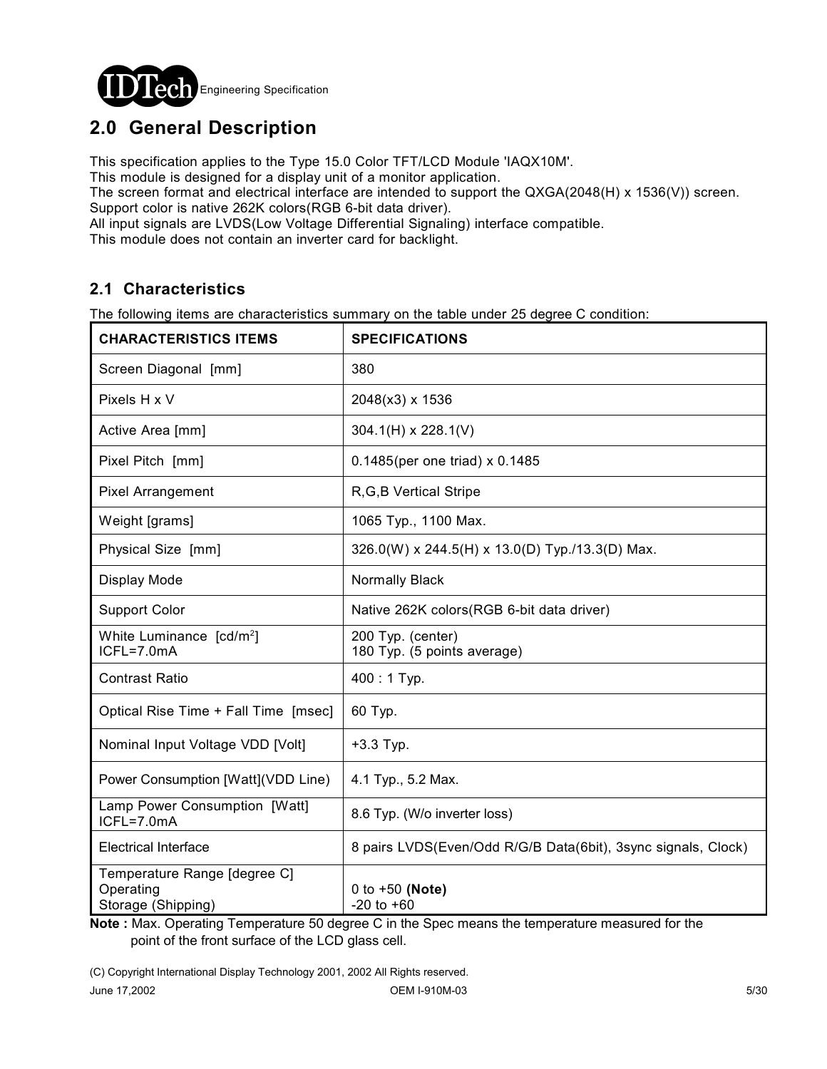## 2.0 General Description

This specification applies to the Type 15.0 Color TFT/LCD Module 'IAQX10M'.
This module is designed for a display unit of a monitor application.
The screen format and electrical interface are intended to support the QXGA(2048(H) x 1536(V)) screen.
Support color is native 262K colors(RGB 6-bit data driver).
All input signals are LVDS(Low Voltage Differential Signaling) interface compatible.
This module does not contain an inverter card for backlight.

### 2.1 Characteristics

The following items are characteristics summary on the table under 25 degree C condition:

| CHARACTERISTICS ITEMS | SPECIFICATIONS |
|---|---|
| Screen Diagonal [mm] | 380 |
| Pixels H x V | 2048(x3) x 1536 |
| Active Area [mm] | 304.1(H) x 228.1(V) |
| Pixel Pitch [mm] | 0.1485(per one triad) x 0.1485 |
| Pixel Arrangement | R,G,B Vertical Stripe |
| Weight [grams] | 1065 Typ., 1100 Max. |
| Physical Size [mm] | 326.0(W) x 244.5(H) x 13.0(D) Typ./13.3(D) Max. |
| Display Mode | Normally Black |
| Support Color | Native 262K colors(RGB 6-bit data driver) |
| White Luminance [cd/$m^2$] ICFL=7.0mA | 200 Typ. (center) 180 Typ. (5 points average) |
| Contrast Ratio | 400 : 1 Typ. |
| Optical Rise Time + Fall Time [msec] | 60 Typ. |
| Nominal Input Voltage VDD [Volt] | +3.3 Typ. |
| Power Consumption [Watt](VDD Line) | 4.1 Typ., 5.2 Max. |
| Lamp Power Consumption [Watt] ICFL=7.0mA | 8.6 Typ. (W/o inverter loss) |
| Electrical Interface | 8 pairs LVDS(Even/Odd R/G/B Data(6bit), 3sync signals, Clock) |
| Temperature Range [degree C] Operating Storage (Shipping) | 0 to +50 **(Note)** -20 to +60 |

**Note :** Max. Operating Temperature 50 degree C in the Spec means the temperature measured for the point of the front surface of the LCD glass cell.

(C) Copyright International Display Technology 2001, 2002 All Rights reserved.

June 17,2002 OEM I-910M-03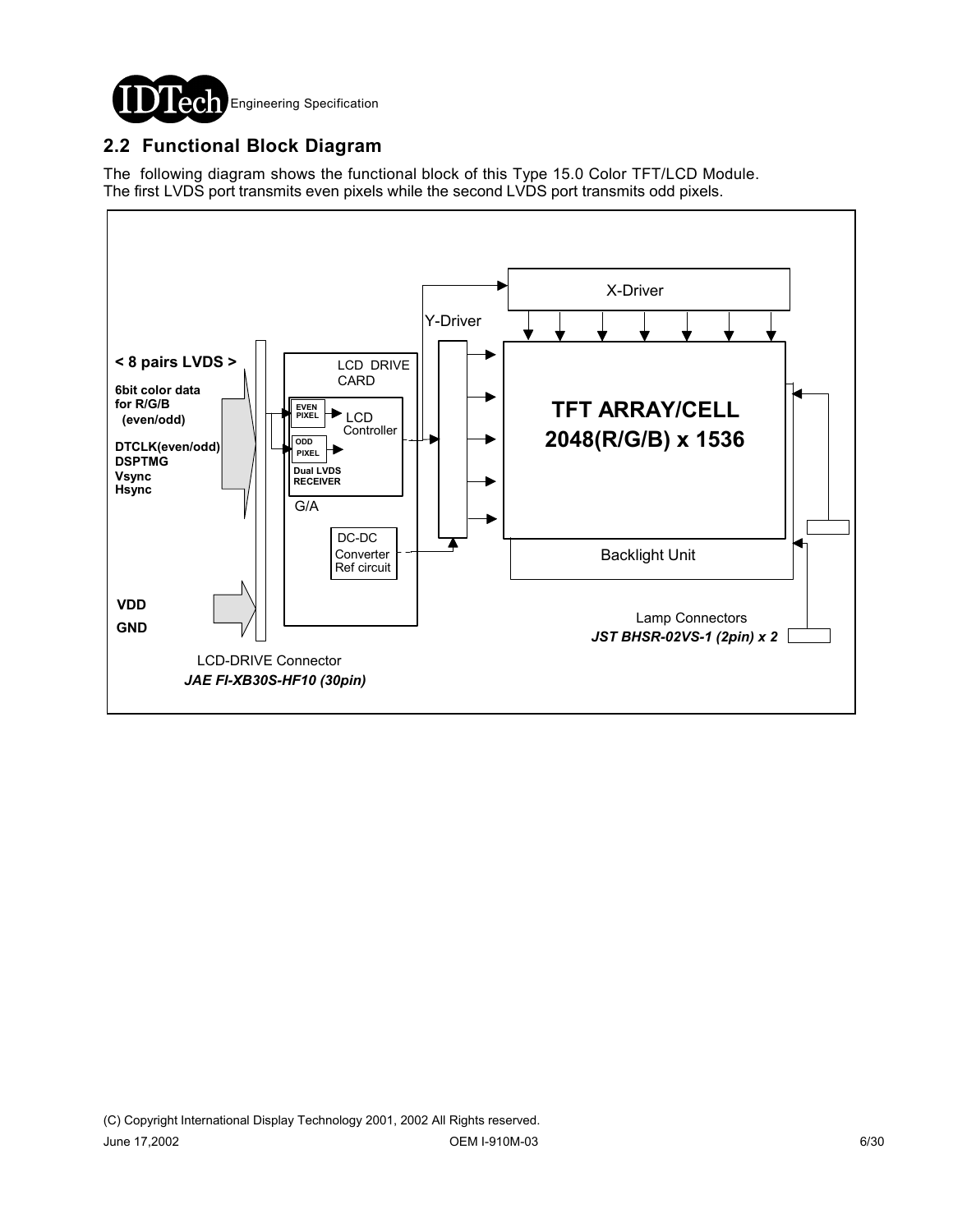## 2.2 Functional Block Diagram

The following diagram shows the functional block of this Type 15.0 Color TFT/LCD Module.
The first LVDS port transmits even pixels while the second LVDS port transmits odd pixels.

**< 8 pairs LVDS >**

**6bit color data for R/G/B (even/odd)**

**DTCLK(even/odd)**
**DSPTMG**
**Vsync**
**Hsync**

**VDD**
**GND**

LCD DRIVE CARD

EVEN PIXEL

ODD PIXEL

Dual LVDS RECEIVER

LCD Controller

G/A

DC-DC Converter Ref circuit

X-Driver

Y-Driver

**TFT ARRAY/CELL 2048(R/G/B) x 1536**

Backlight Unit

Lamp Connectors
***JST BHSR-02VS-1 (2pin) x 2***

LCD-DRIVE Connector
***JAE FI-XB30S-HF10 (30pin)***

(C) Copyright International Display Technology 2001, 2002 All Rights reserved.

June 17,2002 OEM I-910M-03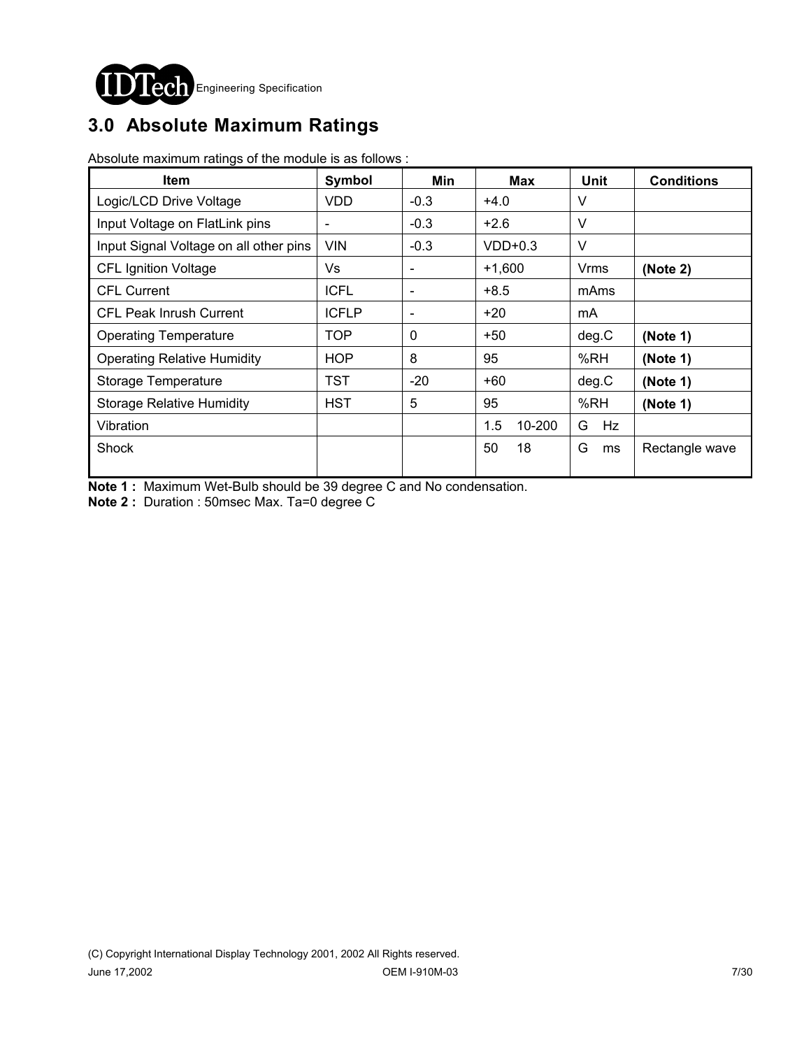## 3.0 Absolute Maximum Ratings

Absolute maximum ratings of the module is as follows :

| Item | Symbol | Min | Max | Unit | Conditions |
|---|---|---|---|---|---|
| Logic/LCD Drive Voltage | VDD | -0.3 | +4.0 | V | |
| Input Voltage on FlatLink pins | - | -0.3 | +2.6 | V | |
| Input Signal Voltage on all other pins | VIN | -0.3 | VDD+0.3 | V | |
| CFL Ignition Voltage | Vs | - | +1,600 | Vrms | **(Note 2)** |
| CFL Current | ICFL | - | +8.5 | mAms | |
| CFL Peak Inrush Current | ICFLP | - | +20 | mA | |
| Operating Temperature | TOP | 0 | +50 | deg.C | **(Note 1)** |
| Operating Relative Humidity | HOP | 8 | 95 | %RH | **(Note 1)** |
| Storage Temperature | TST | -20 | +60 | deg.C | **(Note 1)** |
| Storage Relative Humidity | HST | 5 | 95 | %RH | **(Note 1)** |
| Vibration | | | 1.5 10-200 | G Hz | |
| Shock | | | 50 18 | G ms | Rectangle wave |

**Note 1 :** Maximum Wet-Bulb should be 39 degree C and No condensation.

**Note 2 :** Duration : 50msec Max. Ta=0 degree C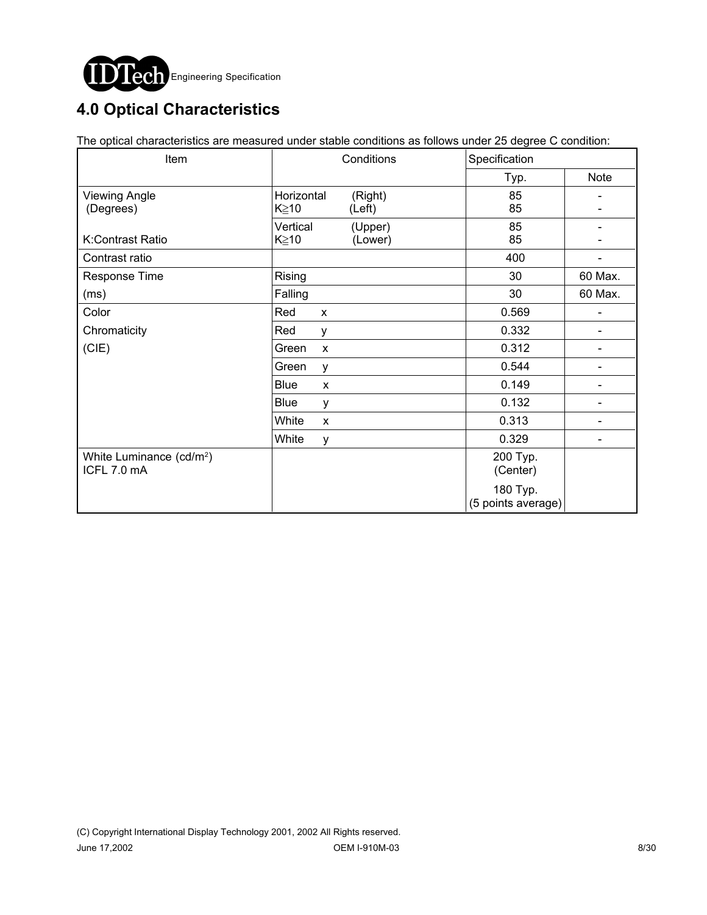# 4.0 Optical Characteristics

The optical characteristics are measured under stable conditions as follows under 25 degree C condition:

| Item | Conditions | Specification | |
|---|---|---|---|
| | | Typ. | Note |
| Viewing Angle (Degrees) | Horizontal (Right) K≧10 (Left) | 85<br>85 | -<br>- |
| K:Contrast Ratio | Vertical (Upper) K≧10 (Lower) | 85<br>85 | -<br>- |
| Contrast ratio | | 400 | - |
| Response Time | Rising | 30 | 60 Max. |
| (ms) | Falling | 30 | 60 Max. |
| Color | Red x | 0.569 | - |
| Chromaticity | Red y | 0.332 | - |
| (CIE) | Green x | 0.312 | - |
| | Green y | 0.544 | - |
| | Blue x | 0.149 | - |
| | Blue y | 0.132 | - |
| | White x | 0.313 | - |
| | White y | 0.329 | - |
| White Luminance ($cd/m^2$) ICFL 7.0 mA | | 200 Typ. (Center)<br>180 Typ. (5 points average) | |

(C) Copyright International Display Technology 2001, 2002 All Rights reserved.

June 17,2002 OEM I-910M-03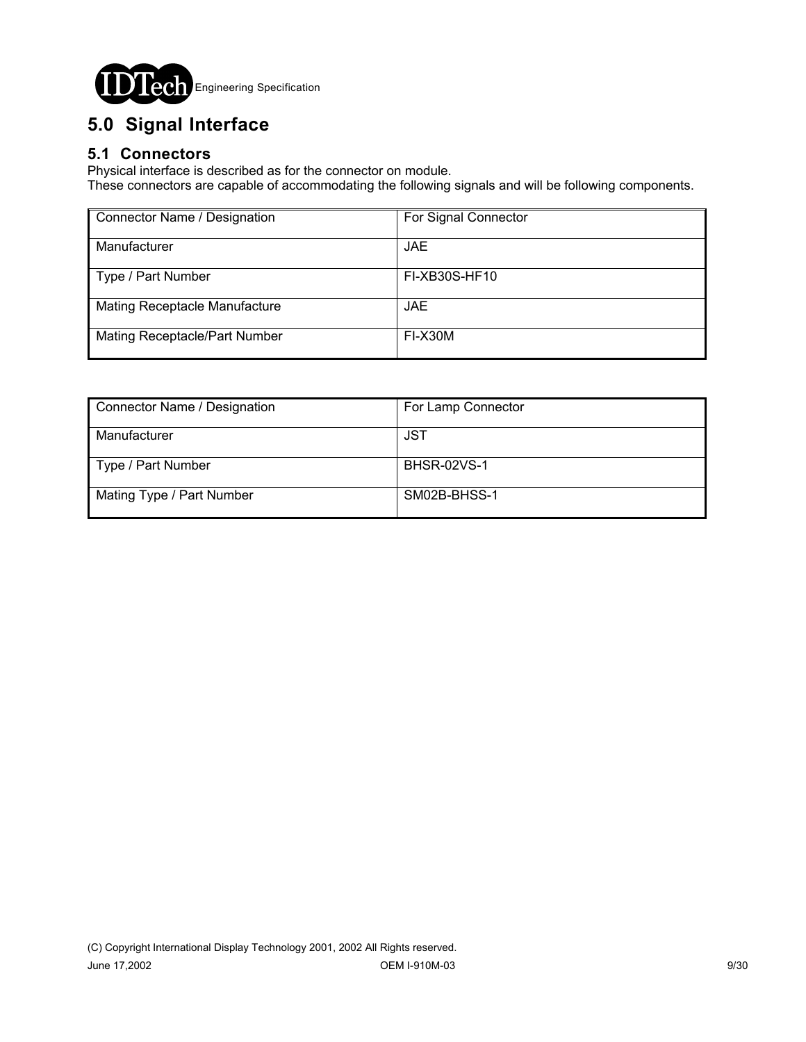# 5.0 Signal Interface

## 5.1 Connectors

Physical interface is described as for the connector on module.
These connectors are capable of accommodating the following signals and will be following components.

| Connector Name / Designation | For Signal Connector |
| --- | --- |
| Manufacturer | JAE |
| Type / Part Number | FI-XB30S-HF10 |
| Mating Receptacle Manufacture | JAE |
| Mating Receptacle/Part Number | FI-X30M |

| Connector Name / Designation | For Lamp Connector |
| --- | --- |
| Manufacturer | JST |
| Type / Part Number | BHSR-02VS-1 |
| Mating Type / Part Number | SM02B-BHSS-1 |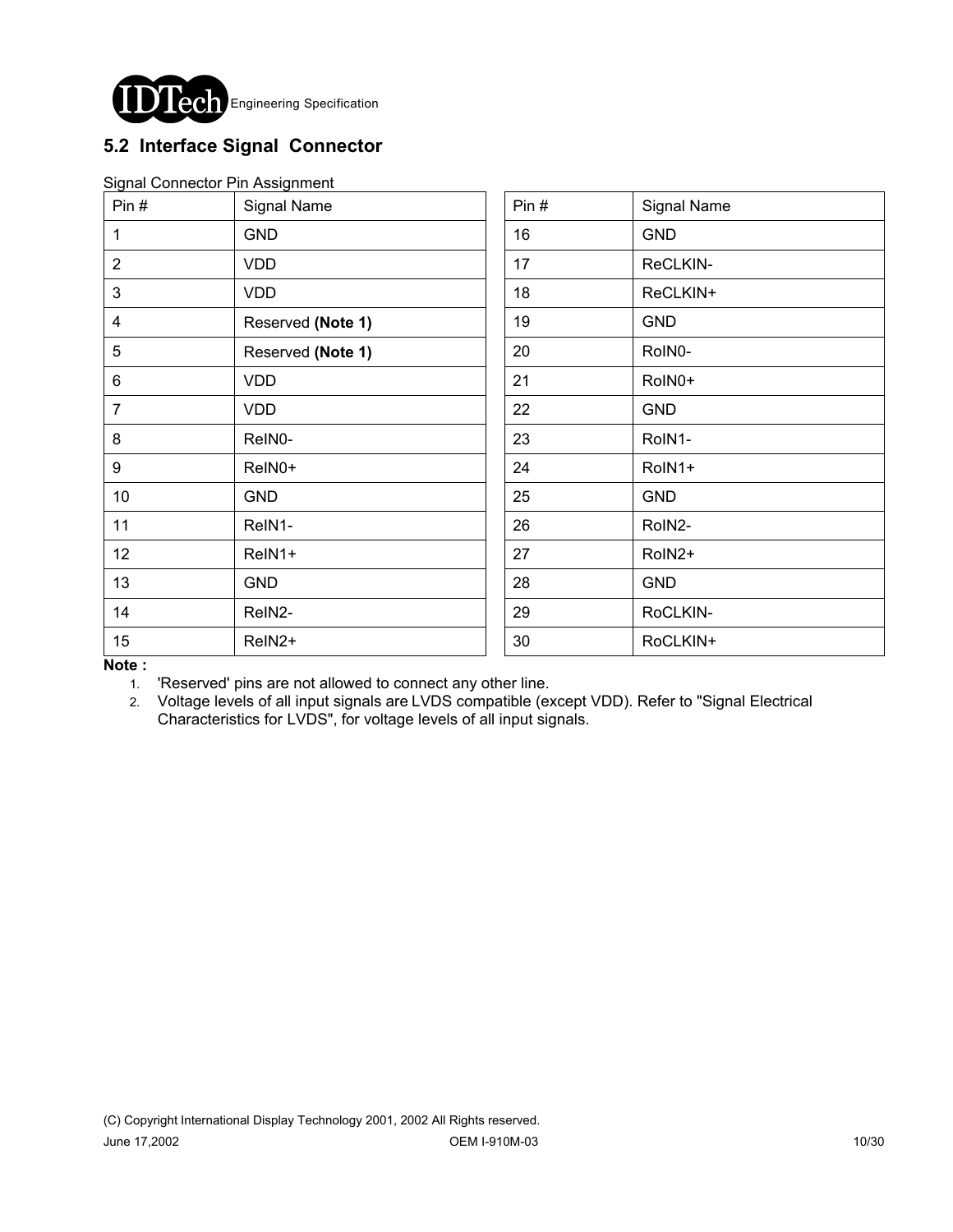## 5.2 Interface Signal Connector

Signal Connector Pin Assignment

| Pin # | Signal Name | Pin # | Signal Name |
|---|---|---|---|
| 1 | GND | 16 | GND |
| 2 | VDD | 17 | ReCLKIN- |
| 3 | VDD | 18 | ReCLKIN+ |
| 4 | Reserved **(Note 1)** | 19 | GND |
| 5 | Reserved **(Note 1)** | 20 | RoIN0- |
| 6 | VDD | 21 | RoIN0+ |
| 7 | VDD | 22 | GND |
| 8 | ReIN0- | 23 | RoIN1- |
| 9 | ReIN0+ | 24 | RoIN1+ |
| 10 | GND | 25 | GND |
| 11 | ReIN1- | 26 | RoIN2- |
| 12 | ReIN1+ | 27 | RoIN2+ |
| 13 | GND | 28 | GND |
| 14 | ReIN2- | 29 | RoCLKIN- |
| 15 | ReIN2+ | 30 | RoCLKIN+ |

**Note :**

1. 'Reserved' pins are not allowed to connect any other line.
2. Voltage levels of all input signals are LVDS compatible (except VDD). Refer to "Signal Electrical Characteristics for LVDS", for voltage levels of all input signals.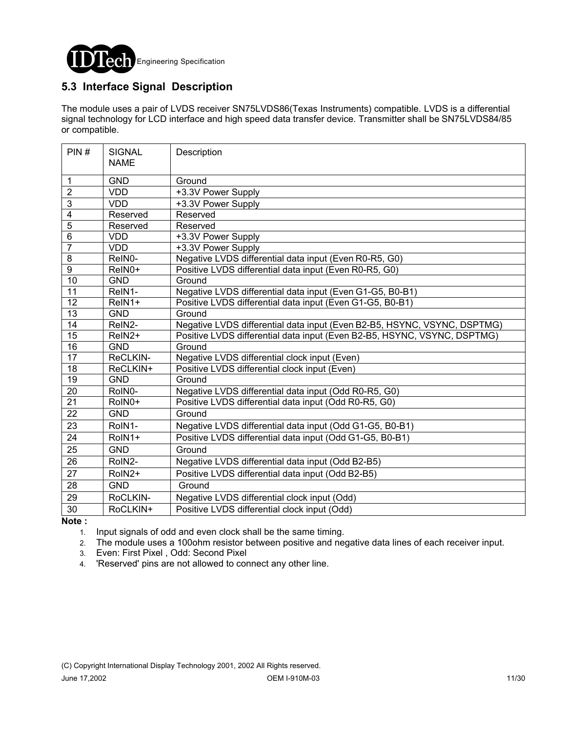## 5.3 Interface Signal Description

The module uses a pair of LVDS receiver SN75LVDS86(Texas Instruments) compatible. LVDS is a differential signal technology for LCD interface and high speed data transfer device. Transmitter shall be SN75LVDS84/85 or compatible.

| PIN # | SIGNAL NAME | Description |
|---|---|---|
| 1 | GND | Ground |
| 2 | VDD | +3.3V Power Supply |
| 3 | VDD | +3.3V Power Supply |
| 4 | Reserved | Reserved |
| 5 | Reserved | Reserved |
| 6 | VDD | +3.3V Power Supply |
| 7 | VDD | +3.3V Power Supply |
| 8 | ReIN0- | Negative LVDS differential data input (Even R0-R5, G0) |
| 9 | ReIN0+ | Positive LVDS differential data input (Even R0-R5, G0) |
| 10 | GND | Ground |
| 11 | ReIN1- | Negative LVDS differential data input (Even G1-G5, B0-B1) |
| 12 | ReIN1+ | Positive LVDS differential data input (Even G1-G5, B0-B1) |
| 13 | GND | Ground |
| 14 | ReIN2- | Negative LVDS differential data input (Even B2-B5, HSYNC, VSYNC, DSPTMG) |
| 15 | ReIN2+ | Positive LVDS differential data input (Even B2-B5, HSYNC, VSYNC, DSPTMG) |
| 16 | GND | Ground |
| 17 | ReCLKIN- | Negative LVDS differential clock input (Even) |
| 18 | ReCLKIN+ | Positive LVDS differential clock input (Even) |
| 19 | GND | Ground |
| 20 | RoIN0- | Negative LVDS differential data input (Odd R0-R5, G0) |
| 21 | RoIN0+ | Positive LVDS differential data input (Odd R0-R5, G0) |
| 22 | GND | Ground |
| 23 | RoIN1- | Negative LVDS differential data input (Odd G1-G5, B0-B1) |
| 24 | RoIN1+ | Positive LVDS differential data input (Odd G1-G5, B0-B1) |
| 25 | GND | Ground |
| 26 | RoIN2- | Negative LVDS differential data input (Odd B2-B5) |
| 27 | RoIN2+ | Positive LVDS differential data input (Odd B2-B5) |
| 28 | GND | Ground |
| 29 | RoCLKIN- | Negative LVDS differential clock input (Odd) |
| 30 | RoCLKIN+ | Positive LVDS differential clock input (Odd) |

**Note :**

1. Input signals of odd and even clock shall be the same timing.
2. The module uses a 100ohm resistor between positive and negative data lines of each receiver input.
3. Even: First Pixel , Odd: Second Pixel
4. 'Reserved' pins are not allowed to connect any other line.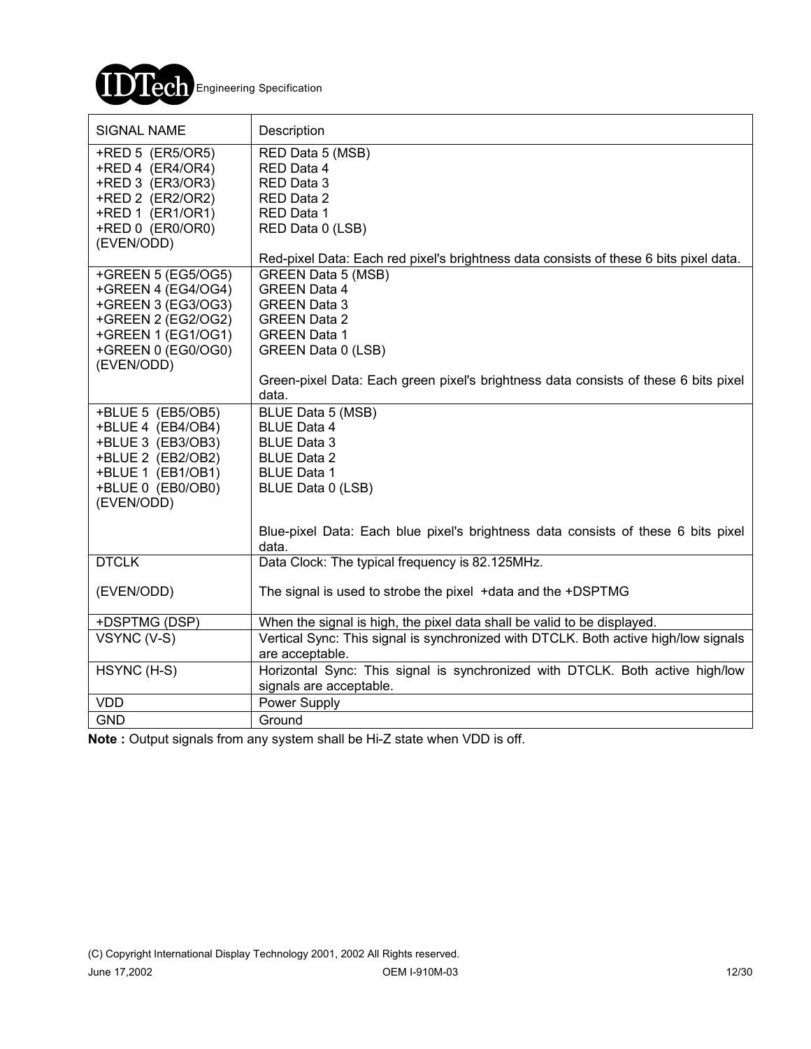| SIGNAL NAME | Description |
|---|---|
| +RED 5 (ER5/OR5)<br>+RED 4 (ER4/OR4)<br>+RED 3 (ER3/OR3)<br>+RED 2 (ER2/OR2)<br>+RED 1 (ER1/OR1)<br>+RED 0 (ER0/OR0)<br>(EVEN/ODD) | RED Data 5 (MSB)<br>RED Data 4<br>RED Data 3<br>RED Data 2<br>RED Data 1<br>RED Data 0 (LSB)<br><br>Red-pixel Data: Each red pixel's brightness data consists of these 6 bits pixel data. |
| +GREEN 5 (EG5/OG5)<br>+GREEN 4 (EG4/OG4)<br>+GREEN 3 (EG3/OG3)<br>+GREEN 2 (EG2/OG2)<br>+GREEN 1 (EG1/OG1)<br>+GREEN 0 (EG0/OG0)<br>(EVEN/ODD) | GREEN Data 5 (MSB)<br>GREEN Data 4<br>GREEN Data 3<br>GREEN Data 2<br>GREEN Data 1<br>GREEN Data 0 (LSB)<br><br>Green-pixel Data: Each green pixel's brightness data consists of these 6 bits pixel data. |
| +BLUE 5 (EB5/OB5)<br>+BLUE 4 (EB4/OB4)<br>+BLUE 3 (EB3/OB3)<br>+BLUE 2 (EB2/OB2)<br>+BLUE 1 (EB1/OB1)<br>+BLUE 0 (EB0/OB0)<br>(EVEN/ODD) | BLUE Data 5 (MSB)<br>BLUE Data 4<br>BLUE Data 3<br>BLUE Data 2<br>BLUE Data 1<br>BLUE Data 0 (LSB)<br><br>Blue-pixel Data: Each blue pixel's brightness data consists of these 6 bits pixel data. |
| DTCLK<br><br>(EVEN/ODD) | Data Clock: The typical frequency is 82.125MHz.<br><br>The signal is used to strobe the pixel +data and the +DSPTMG |
| +DSPTMG (DSP) | When the signal is high, the pixel data shall be valid to be displayed. |
| VSYNC (V-S) | Vertical Sync: This signal is synchronized with DTCLK. Both active high/low signals are acceptable. |
| HSYNC (H-S) | Horizontal Sync: This signal is synchronized with DTCLK. Both active high/low signals are acceptable. |
| VDD | Power Supply |
| GND | Ground |

**Note :** Output signals from any system shall be Hi-Z state when VDD is off.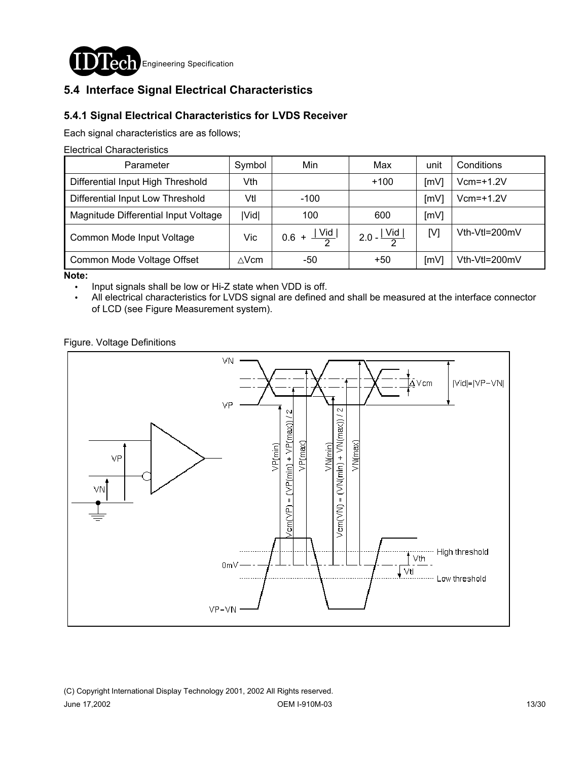## 5.4 Interface Signal Electrical Characteristics

### 5.4.1 Signal Electrical Characteristics for LVDS Receiver

Each signal characteristics are as follows;

Electrical Characteristics

| Parameter | Symbol | Min | Max | unit | Conditions |
|---|---|---|---|---|---|
| Differential Input High Threshold | Vth | | +100 | [mV] | Vcm=+1.2V |
| Differential Input Low Threshold | Vtl | -100 | | [mV] | Vcm=+1.2V |
| Magnitude Differential Input Voltage | \|Vid\| | 100 | 600 | [mV] | |
| Common Mode Input Voltage | Vic | $0.6 + \frac{\|Vid\|}{2}$ | $2.0 - \frac{\|Vid\|}{2}$ | [V] | Vth-Vtl=200mV |
| Common Mode Voltage Offset | △Vcm | -50 | +50 | [mV] | Vth-Vtl=200mV |

**Note:**

- Input signals shall be low or Hi-Z state when VDD is off.
- All electrical characteristics for LVDS signal are defined and shall be measured at the interface connector of LCD (see Figure Measurement system).

Figure. Voltage Definitions

VN, VP, Δ Vcm, |Vid|=|VP−VN|, VP(min), Vcm(VP) = (VP(min) + VP(max)) / 2, VP(max), VN(min), Vcm(VN) = (VN(min) + VN(max)) / 2, VN(max), 0mV, VP−VN, Vth, Vtl, High threshold, Low threshold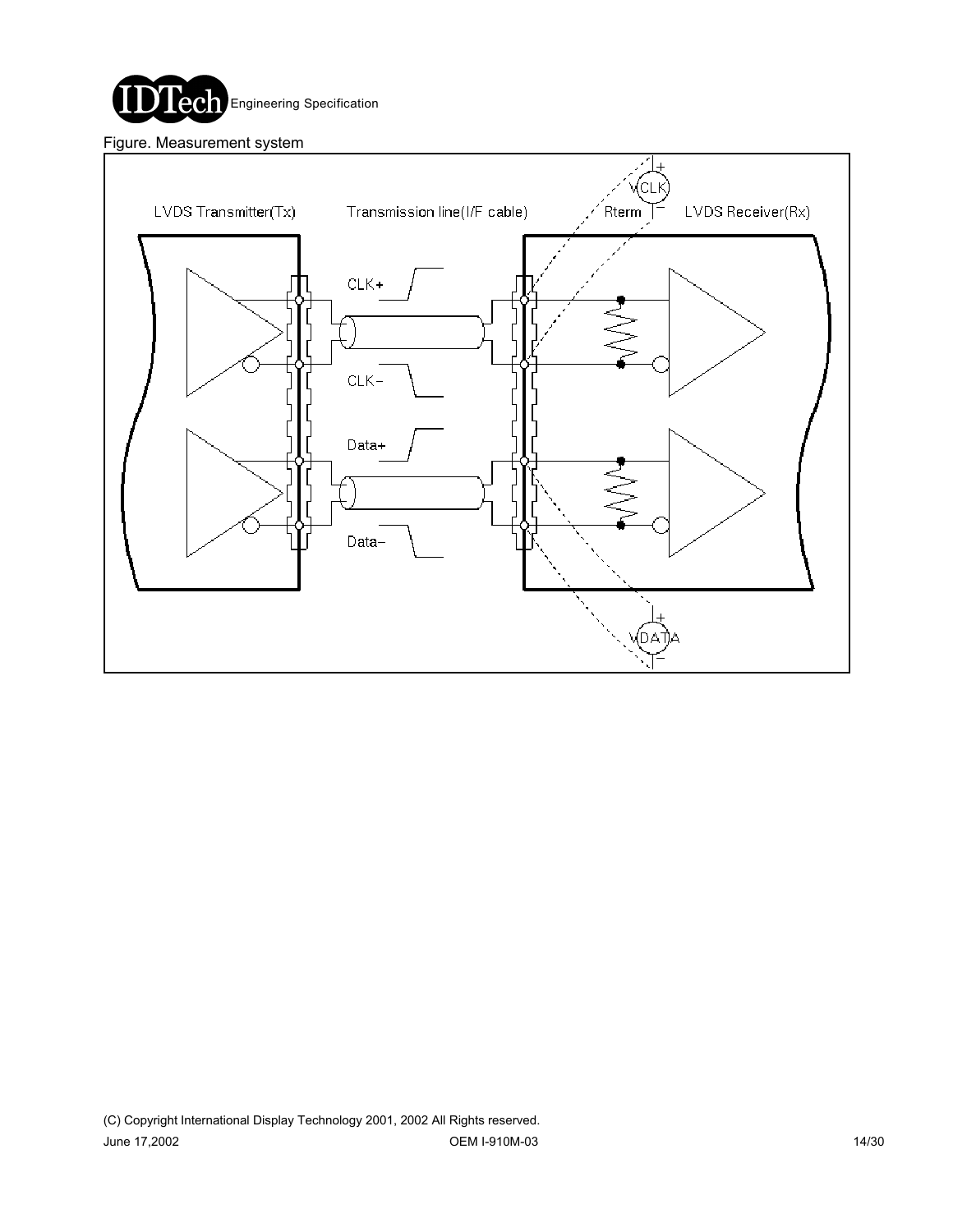Figure. Measurement system

LVDS Transmitter(Tx)

Transmission line(I/F cable)

Rterm

LVDS Receiver(Rx)

VCLK

CLK+

CLK−

Data+

Data−

VDATA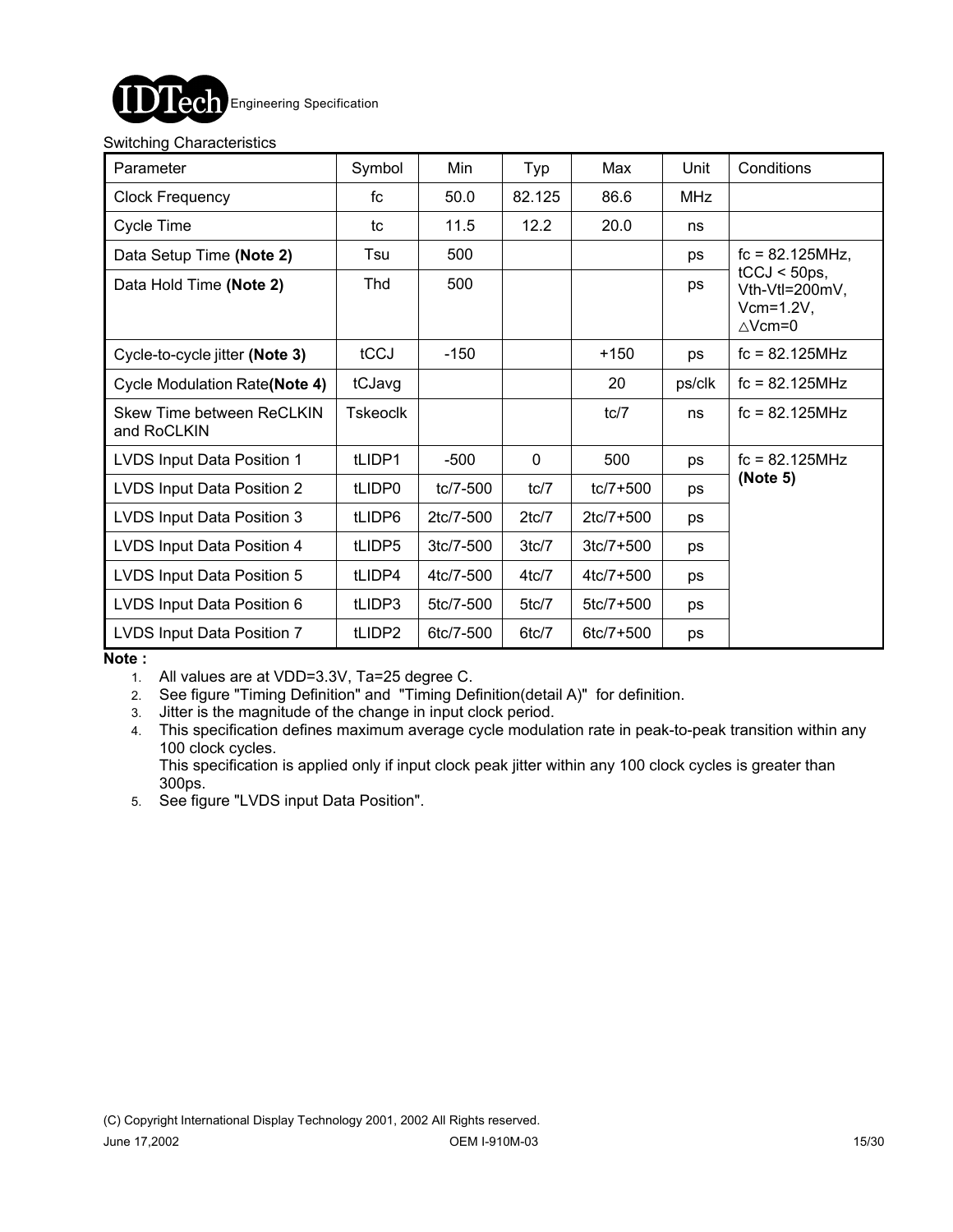Switching Characteristics

| Parameter | Symbol | Min | Typ | Max | Unit | Conditions |
|---|---|---|---|---|---|---|
| Clock Frequency | fc | 50.0 | 82.125 | 86.6 | MHz | |
| Cycle Time | tc | 11.5 | 12.2 | 20.0 | ns | |
| Data Setup Time **(Note 2)** | Tsu | 500 | | | ps | fc = 82.125MHz, tCCJ < 50ps, Vth-Vtl=200mV, Vcm=1.2V, △Vcm=0 |
| Data Hold Time **(Note 2)** | Thd | 500 | | | ps | |
| Cycle-to-cycle jitter **(Note 3)** | tCCJ | -150 | | +150 | ps | fc = 82.125MHz |
| Cycle Modulation Rate**(Note 4)** | tCJavg | | | 20 | ps/clk | fc = 82.125MHz |
| Skew Time between ReCLKIN and RoCLKIN | Tskeoclk | | | tc/7 | ns | fc = 82.125MHz |
| LVDS Input Data Position 1 | tLIDP1 | -500 | 0 | 500 | ps | fc = 82.125MHz **(Note 5)** |
| LVDS Input Data Position 2 | tLIDP0 | tc/7-500 | tc/7 | tc/7+500 | ps | |
| LVDS Input Data Position 3 | tLIDP6 | 2tc/7-500 | 2tc/7 | 2tc/7+500 | ps | |
| LVDS Input Data Position 4 | tLIDP5 | 3tc/7-500 | 3tc/7 | 3tc/7+500 | ps | |
| LVDS Input Data Position 5 | tLIDP4 | 4tc/7-500 | 4tc/7 | 4tc/7+500 | ps | |
| LVDS Input Data Position 6 | tLIDP3 | 5tc/7-500 | 5tc/7 | 5tc/7+500 | ps | |
| LVDS Input Data Position 7 | tLIDP2 | 6tc/7-500 | 6tc/7 | 6tc/7+500 | ps | |

**Note :**

1. All values are at VDD=3.3V, Ta=25 degree C.
2. See figure "Timing Definition" and "Timing Definition(detail A)" for definition.
3. Jitter is the magnitude of the change in input clock period.
4. This specification defines maximum average cycle modulation rate in peak-to-peak transition within any 100 clock cycles.
   This specification is applied only if input clock peak jitter within any 100 clock cycles is greater than 300ps.
5. See figure "LVDS input Data Position".

(C) Copyright International Display Technology 2001, 2002 All Rights reserved.

June 17,2002 OEM I-910M-03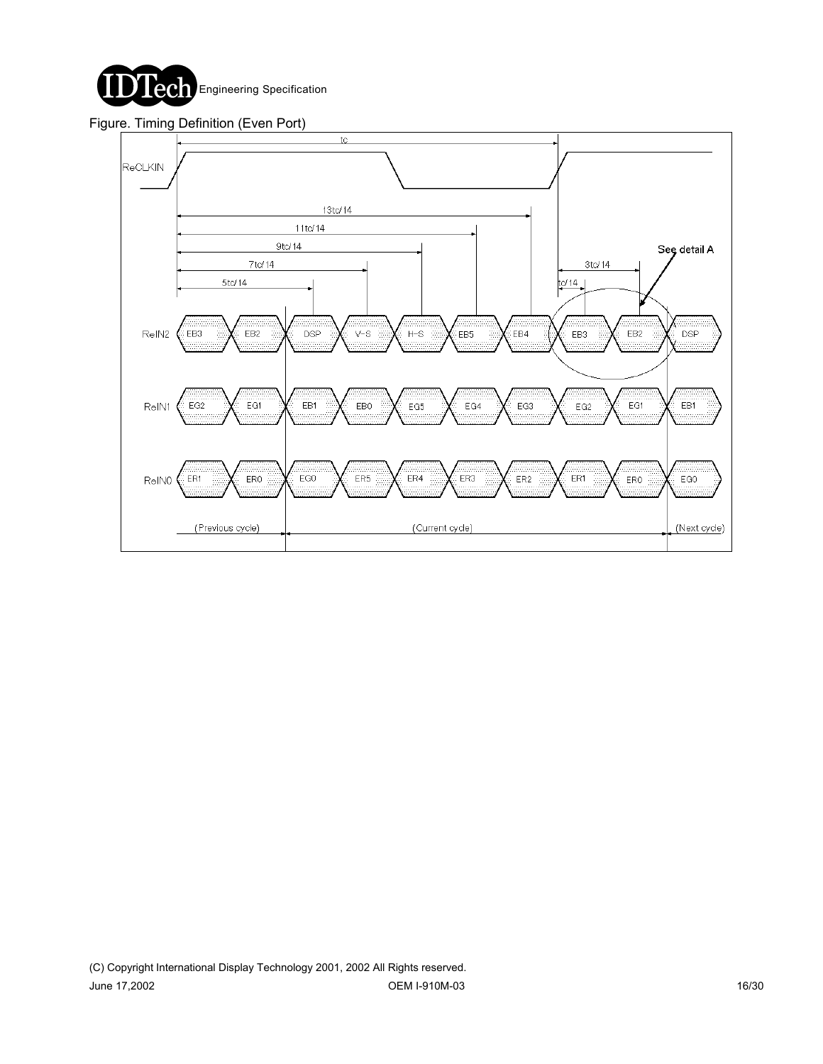Figure. Timing Definition (Even Port)

tc

ReCLKIN

13tc/14

11tc/14

9tc/14

7tc/14

5tc/14

3tc/14

tc/14

See detail A

ReIN2: EB3, EB2, DSP, V-S, H-S, EB5, EB4, EB3, EB2, DSP

ReIN1: EG2, EG1, EB1, EB0, EG5, EG4, EG3, EG2, EG1, EB1

ReIN0: ER1, ER0, EG0, ER5, ER4, ER3, ER2, ER1, ER0, EG0

(Previous cycle) (Current cycle) (Next cycle)

(C) Copyright International Display Technology 2001, 2002 All Rights reserved.

June 17,2002 OEM I-910M-03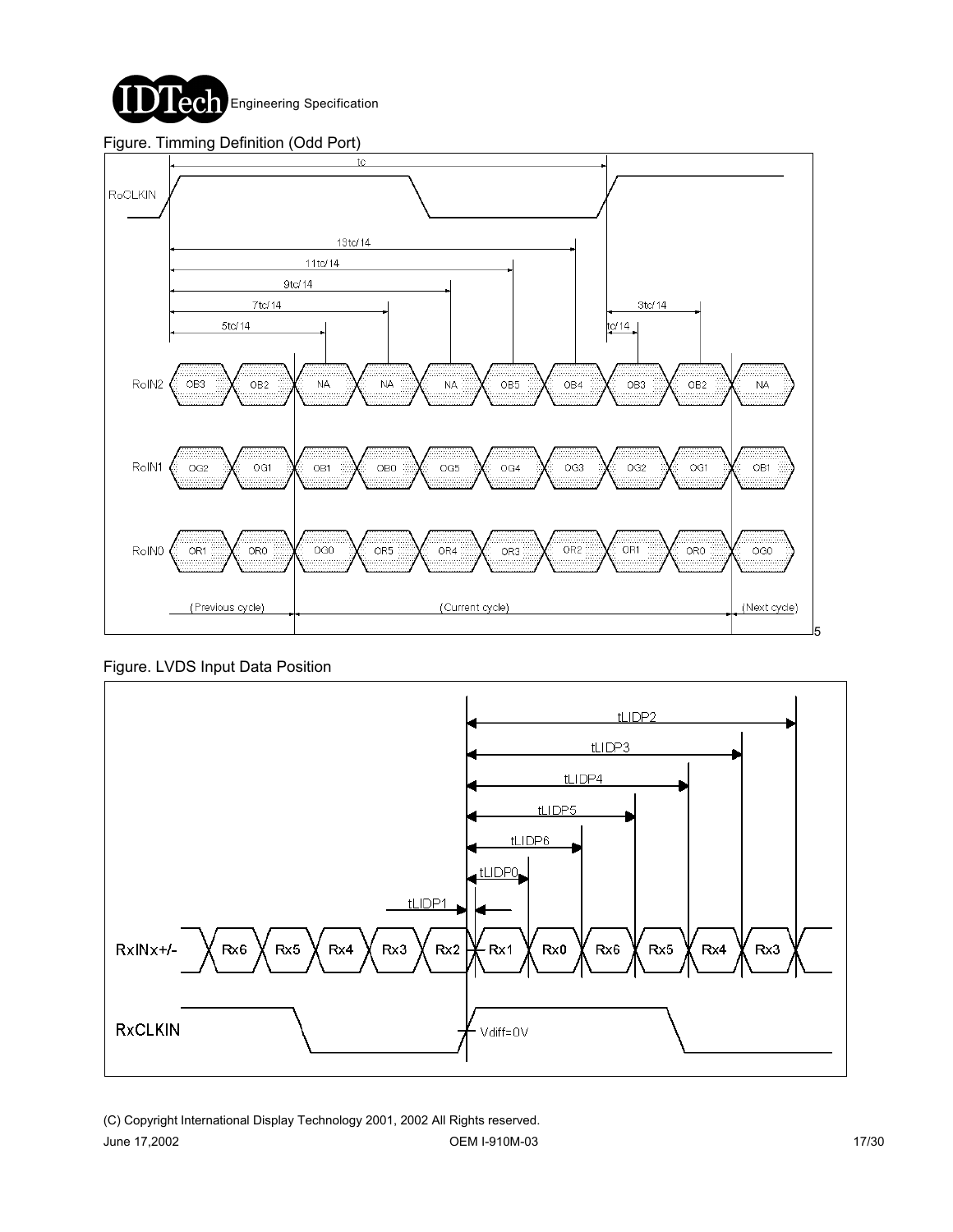Figure. Timming Definition (Odd Port)

Figure. LVDS Input Data Position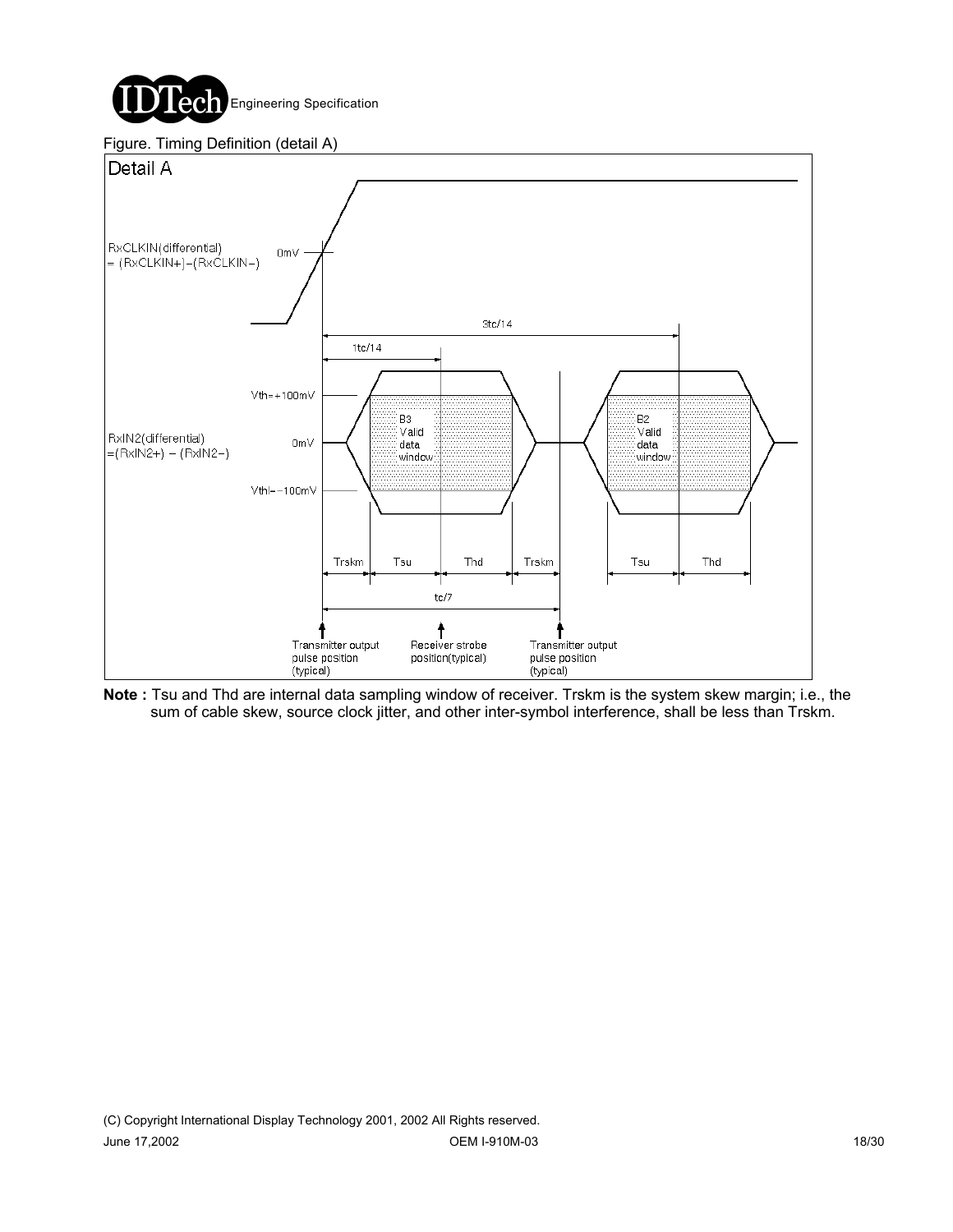Figure. Timing Definition (detail A)

Detail A

RxCLKIN(differential) = (RxCLKIN+)−(RxCLKIN−)

0mV

3tc/14

1tc/14

Vth=+100mV

RxIN2(differential) =(RxIN2+) − (RxIN2−)

0mV

Vthl=−100mV

B3 Valid data window

B2 Valid data window

Trskm | Tsu | Thd | Trskm | Tsu | Thd

tc/7

Transmitter output pulse position (typical)

Receiver strobe position(typical)

Transmitter output pulse position (typical)

**Note :** Tsu and Thd are internal data sampling window of receiver. Trskm is the system skew margin; i.e., the sum of cable skew, source clock jitter, and other inter-symbol interference, shall be less than Trskm.

(C) Copyright International Display Technology 2001, 2002 All Rights reserved.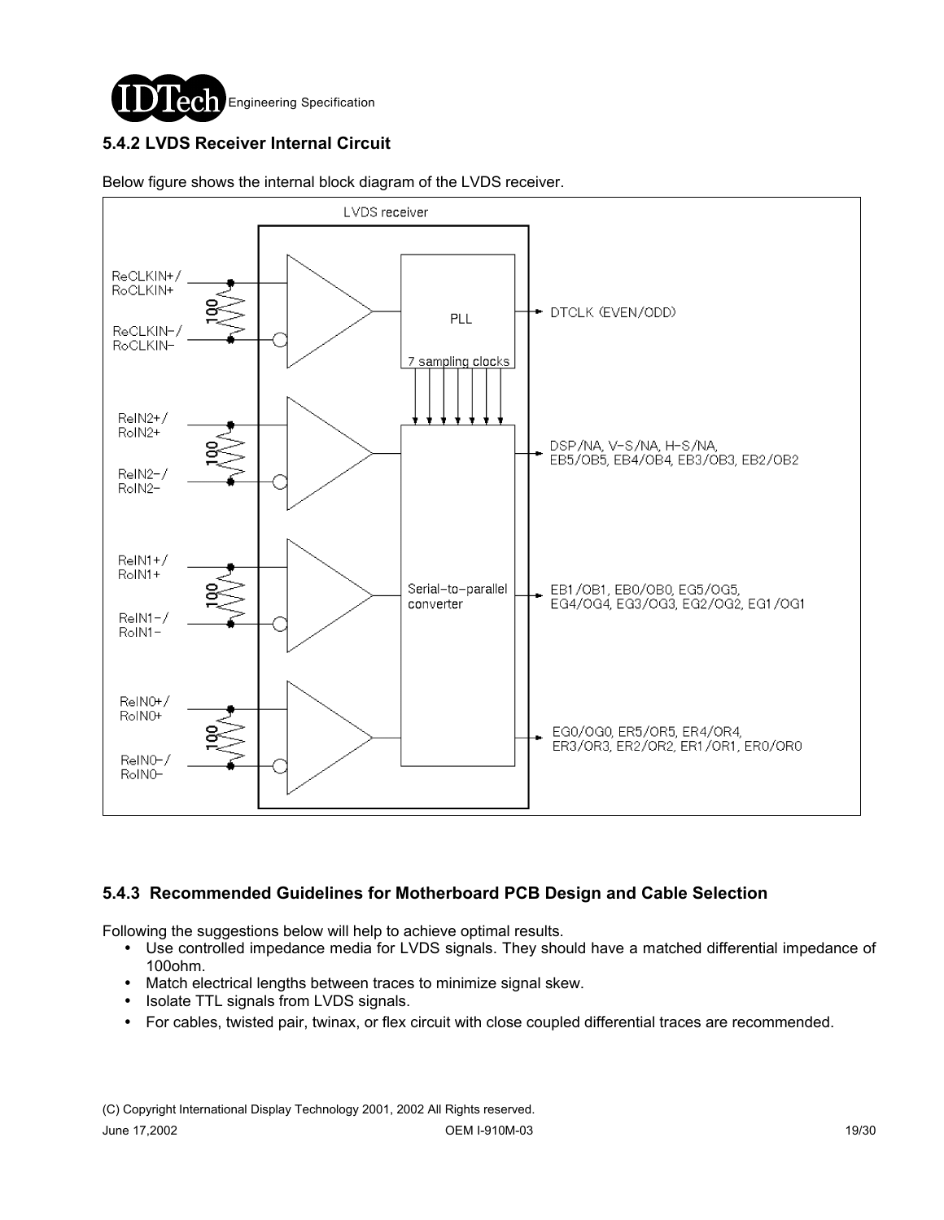### 5.4.2 LVDS Receiver Internal Circuit

Below figure shows the internal block diagram of the LVDS receiver.

### 5.4.3 Recommended Guidelines for Motherboard PCB Design and Cable Selection

Following the suggestions below will help to achieve optimal results.

- Use controlled impedance media for LVDS signals. They should have a matched differential impedance of 100ohm.
- Match electrical lengths between traces to minimize signal skew.
- Isolate TTL signals from LVDS signals.
- For cables, twisted pair, twinax, or flex circuit with close coupled differential traces are recommended.

(C) Copyright International Display Technology 2001, 2002 All Rights reserved.

June 17,2002 OEM I-910M-03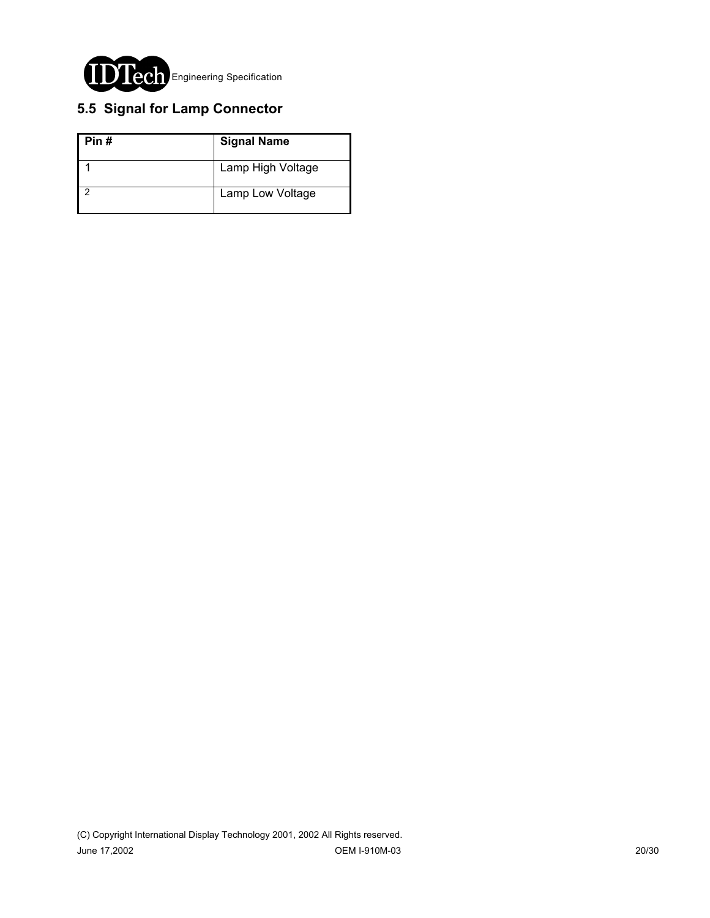## 5.5 Signal for Lamp Connector

| Pin # | Signal Name |
|---|---|
| 1 | Lamp High Voltage |
| 2 | Lamp Low Voltage |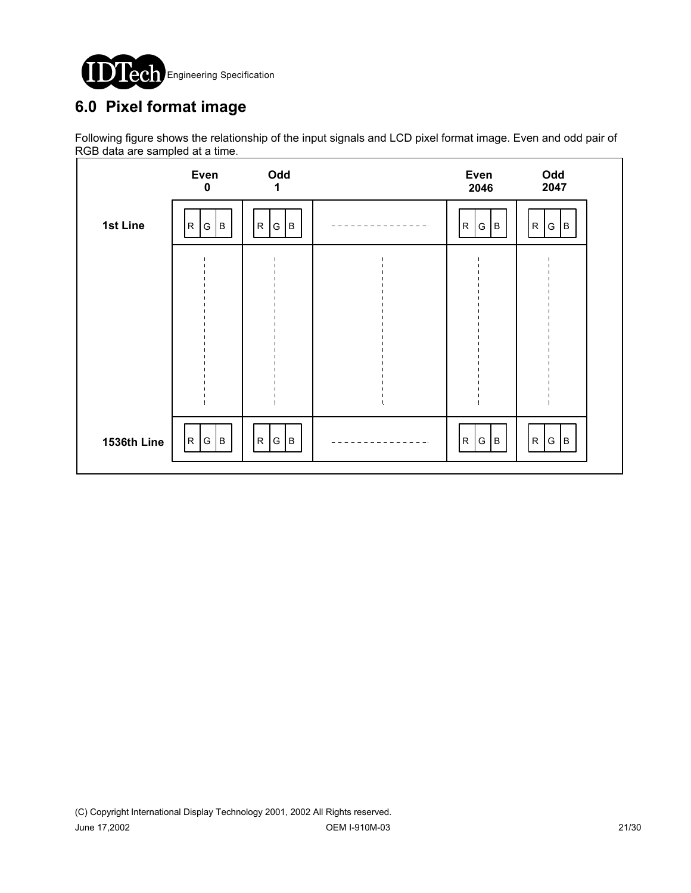# 6.0 Pixel format image

Following figure shows the relationship of the input signals and LCD pixel format image. Even and odd pair of RGB data are sampled at a time.

| | Even 0 | Odd 1 | | Even 2046 | Odd 2047 |
|---|---|---|---|---|---|
| 1st Line | R G B | R G B | - - - - - - - - | R G B | R G B |
| | ⋮ | ⋮ | ⋮ | ⋮ | ⋮ |
| 1536th Line | R G B | R G B | - - - - - - - - | R G B | R G B |

(C) Copyright International Display Technology 2001, 2002 All Rights reserved.

June 17,2002 OEM I-910M-03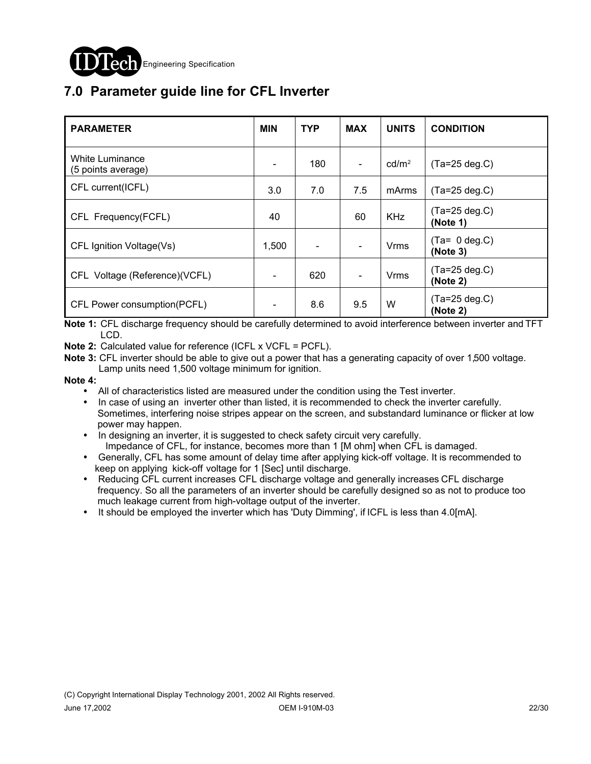## 7.0 Parameter guide line for CFL Inverter

| PARAMETER | MIN | TYP | MAX | UNITS | CONDITION |
|---|---|---|---|---|---|
| White Luminance (5 points average) | - | 180 | - | cd/m$^2$ | (Ta=25 deg.C) |
| CFL current(ICFL) | 3.0 | 7.0 | 7.5 | mArms | (Ta=25 deg.C) |
| CFL Frequency(FCFL) | 40 | | 60 | KHz | (Ta=25 deg.C) **(Note 1)** |
| CFL Ignition Voltage(Vs) | 1,500 | - | - | Vrms | (Ta= 0 deg.C) **(Note 3)** |
| CFL Voltage (Reference)(VCFL) | - | 620 | - | Vrms | (Ta=25 deg.C) **(Note 2)** |
| CFL Power consumption(PCFL) | - | 8.6 | 9.5 | W | (Ta=25 deg.C) **(Note 2)** |

**Note 1:** CFL discharge frequency should be carefully determined to avoid interference between inverter and TFT LCD.

**Note 2:** Calculated value for reference (ICFL x VCFL = PCFL).

**Note 3:** CFL inverter should be able to give out a power that has a generating capacity of over 1,500 voltage. Lamp units need 1,500 voltage minimum for ignition.

**Note 4:**

- All of characteristics listed are measured under the condition using the Test inverter.
- In case of using an inverter other than listed, it is recommended to check the inverter carefully. Sometimes, interfering noise stripes appear on the screen, and substandard luminance or flicker at low power may happen.
- In designing an inverter, it is suggested to check safety circuit very carefully. Impedance of CFL, for instance, becomes more than 1 [M ohm] when CFL is damaged.
- Generally, CFL has some amount of delay time after applying kick-off voltage. It is recommended to keep on applying kick-off voltage for 1 [Sec] until discharge.
- Reducing CFL current increases CFL discharge voltage and generally increases CFL discharge frequency. So all the parameters of an inverter should be carefully designed so as not to produce too much leakage current from high-voltage output of the inverter.
- It should be employed the inverter which has 'Duty Dimming', if ICFL is less than 4.0[mA].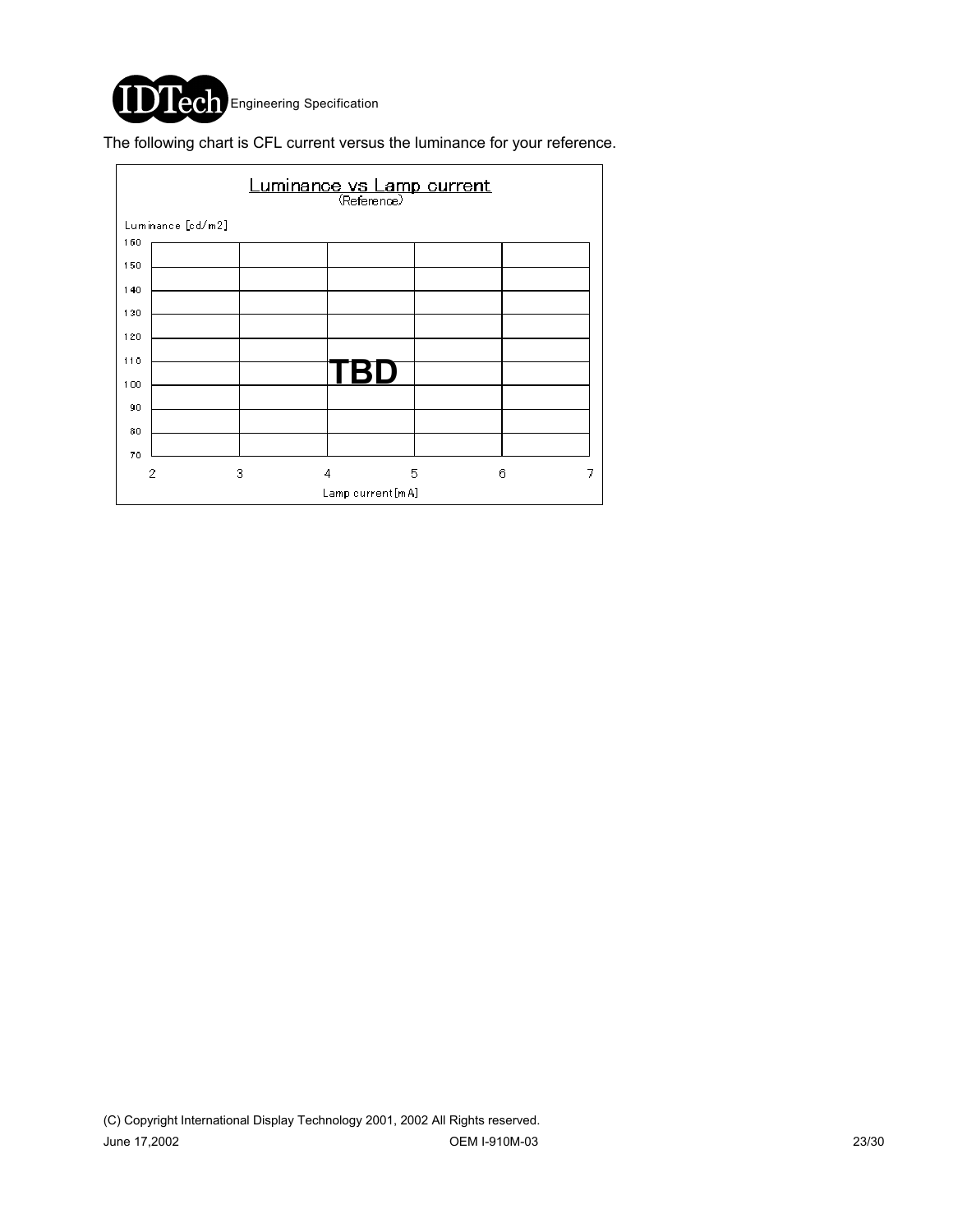The following chart is CFL current versus the luminance for your reference.

Luminance vs Lamp current
(Reference)

Luminance [cd/m2]

160
150
140
130
120
110
100
90
80
70

TBD

2 3 4 5 6 7

Lamp current [mA]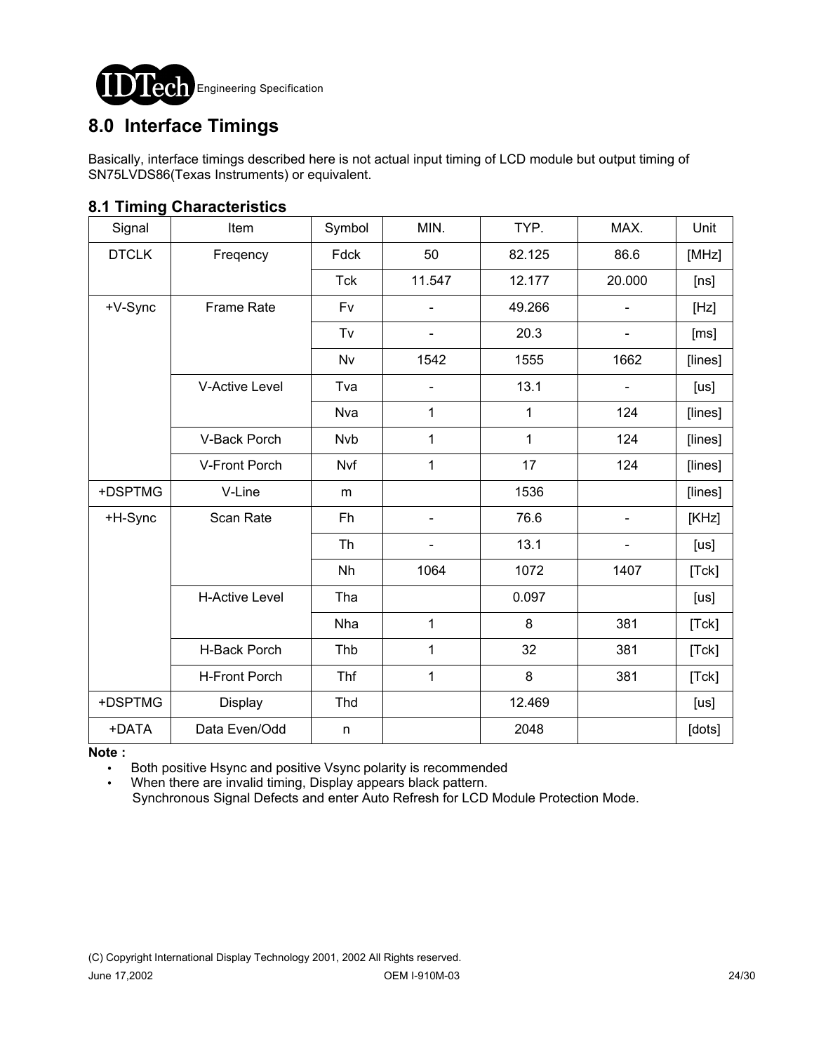## 8.0 Interface Timings

Basically, interface timings described here is not actual input timing of LCD module but output timing of SN75LVDS86(Texas Instruments) or equivalent.

### 8.1 Timing Characteristics

| Signal | Item | Symbol | MIN. | TYP. | MAX. | Unit |
|---|---|---|---|---|---|---|
| DTCLK | Freqency | Fdck | 50 | 82.125 | 86.6 | [MHz] |
| | | Tck | 11.547 | 12.177 | 20.000 | [ns] |
| +V-Sync | Frame Rate | Fv | - | 49.266 | - | [Hz] |
| | | Tv | - | 20.3 | - | [ms] |
| | | Nv | 1542 | 1555 | 1662 | [lines] |
| | V-Active Level | Tva | - | 13.1 | - | [us] |
| | | Nva | 1 | 1 | 124 | [lines] |
| | V-Back Porch | Nvb | 1 | 1 | 124 | [lines] |
| | V-Front Porch | Nvf | 1 | 17 | 124 | [lines] |
| +DSPTMG | V-Line | m | | 1536 | | [lines] |
| +H-Sync | Scan Rate | Fh | - | 76.6 | - | [KHz] |
| | | Th | - | 13.1 | - | [us] |
| | | Nh | 1064 | 1072 | 1407 | [Tck] |
| | H-Active Level | Tha | | 0.097 | | [us] |
| | | Nha | 1 | 8 | 381 | [Tck] |
| | H-Back Porch | Thb | 1 | 32 | 381 | [Tck] |
| | H-Front Porch | Thf | 1 | 8 | 381 | [Tck] |
| +DSPTMG | Display | Thd | | 12.469 | | [us] |
| +DATA | Data Even/Odd | n | | 2048 | | [dots] |

**Note :**

- Both positive Hsync and positive Vsync polarity is recommended
- When there are invalid timing, Display appears black pattern.
  Synchronous Signal Defects and enter Auto Refresh for LCD Module Protection Mode.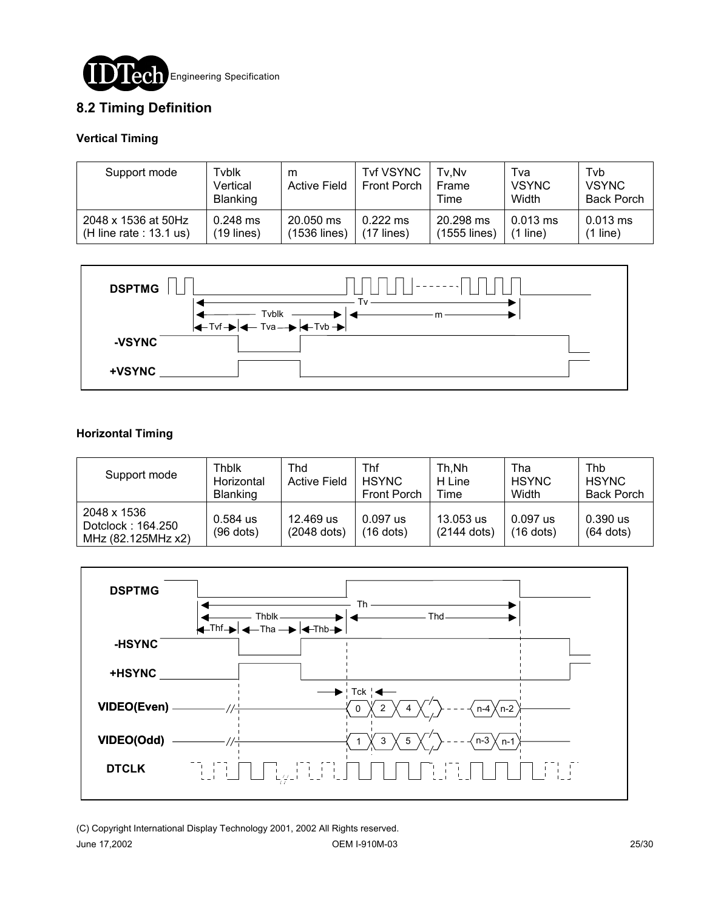## 8.2 Timing Definition

### Vertical Timing

| Support mode | Tvblk Vertical Blanking | m Active Field | Tvf VSYNC Front Porch | Tv,Nv Frame Time | Tva VSYNC Width | Tvb VSYNC Back Porch |
|---|---|---|---|---|---|---|
| 2048 x 1536 at 50Hz (H line rate : 13.1 us) | 0.248 ms (19 lines) | 20.050 ms (1536 lines) | 0.222 ms (17 lines) | 20.298 ms (1555 lines) | 0.013 ms (1 line) | 0.013 ms (1 line) |

### Horizontal Timing

| Support mode | Thblk Horizontal Blanking | Thd Active Field | Thf HSYNC Front Porch | Th,Nh H Line Time | Tha HSYNC Width | Thb HSYNC Back Porch |
|---|---|---|---|---|---|---|
| 2048 x 1536 Dotclock : 164.250 MHz (82.125MHz x2) | 0.584 us (96 dots) | 12.469 us (2048 dots) | 0.097 us (16 dots) | 13.053 us (2144 dots) | 0.097 us (16 dots) | 0.390 us (64 dots) |

(C) Copyright International Display Technology 2001, 2002 All Rights reserved.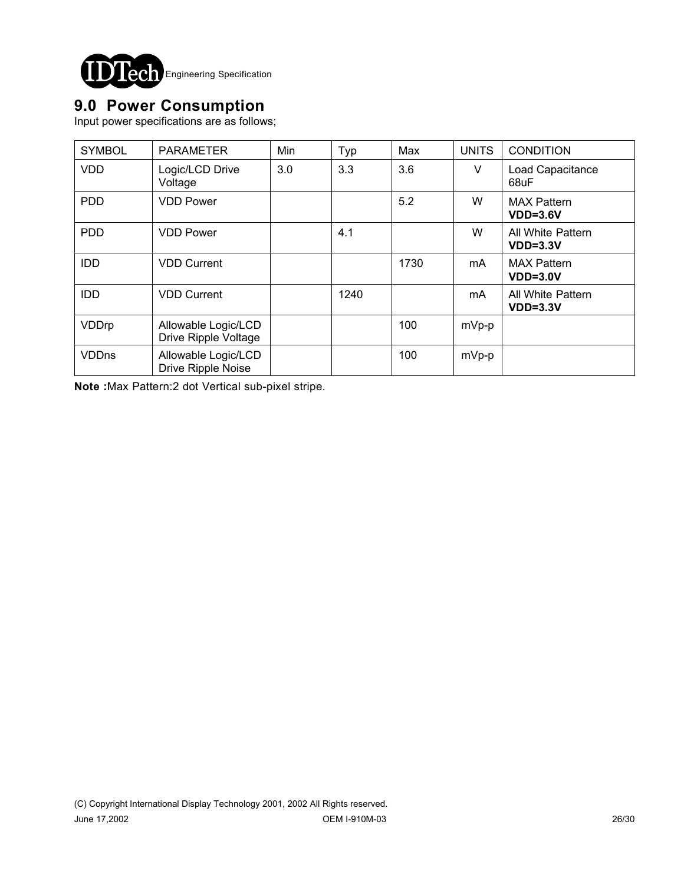## 9.0 Power Consumption

Input power specifications are as follows;

| SYMBOL | PARAMETER | Min | Typ | Max | UNITS | CONDITION |
|---|---|---|---|---|---|---|
| VDD | Logic/LCD Drive Voltage | 3.0 | 3.3 | 3.6 | V | Load Capacitance 68uF |
| PDD | VDD Power | | | 5.2 | W | MAX Pattern **VDD=3.6V** |
| PDD | VDD Power | | 4.1 | | W | All White Pattern **VDD=3.3V** |
| IDD | VDD Current | | | 1730 | mA | MAX Pattern **VDD=3.0V** |
| IDD | VDD Current | | 1240 | | mA | All White Pattern **VDD=3.3V** |
| VDDrp | Allowable Logic/LCD Drive Ripple Voltage | | | 100 | mVp-p | |
| VDDns | Allowable Logic/LCD Drive Ripple Noise | | | 100 | mVp-p | |

**Note :**Max Pattern:2 dot Vertical sub-pixel stripe.

(C) Copyright International Display Technology 2001, 2002 All Rights reserved.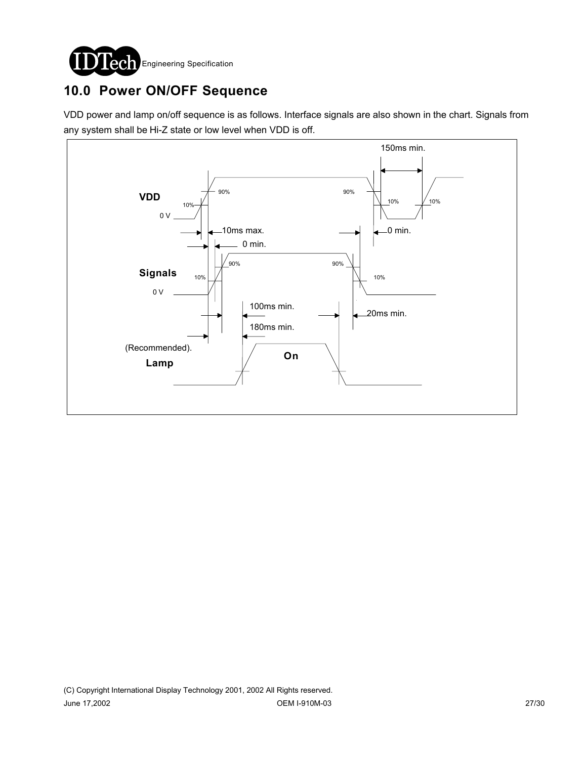# 10.0 Power ON/OFF Sequence

VDD power and lamp on/off sequence is as follows. Interface signals are also shown in the chart. Signals from any system shall be Hi-Z state or low level when VDD is off.

150ms min.

VDD

0 V

10%

90%

90%

10%

10%

10ms max.

0 min.

0 min.

Signals

0 V

10%

90%

90%

10%

100ms min.

20ms min.

180ms min.

(Recommended).

Lamp

On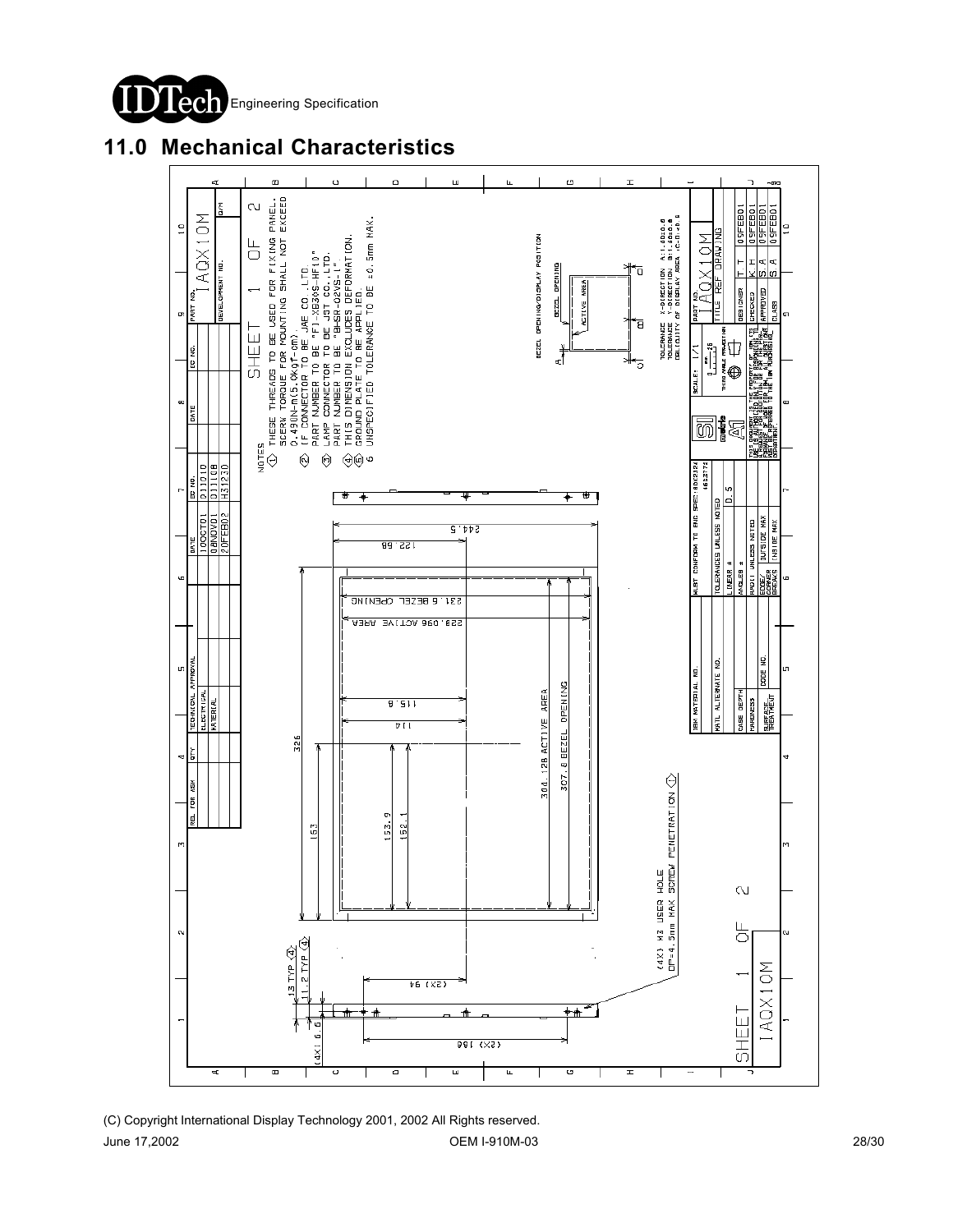# 11.0 Mechanical Characteristics

NOTES

1. THESE THREADS TO BE USED FOR FIXING PANEL. SCREW TORQUE FOR MOUNTING SHALL NOT EXCEED 0.49(N-m(5.0kgf-cm).
2. I/F CONNECTOR TO BE JAE CO.,LTD. PART NUMBER TO BE "FI-XB30S-HF10"
3. LAMP CONNECTOR TO BE JST CO.,LTD. PART NUMBER TO BE "BHSR-02VS-1".
4. THIS DIMENSION EXCLUDES DEFORMATION.
5. GROUND PLATE TO BE APPLIED.
6. UNSPECIFIED TOLERANCE TO BE ±0.5mm MAX.

TOLERANCE X-DIRECTION A:1.0±0.8
TOLERANCE Y-DIRECTION B:1.0±0.8
OBLIQUITY OF DISPLAY AREA |C-D|<0.6

Dimensions: 326; 307.8 BEZEL OPENING; 304.128 ACTIVE AREA; 163; 153.9; 152.1; 244.5; 231.6 BEZEL OPENING; 228.096 ACTIVE AREA; 122.68; 115.8; 114; (2X) 94; (2X) 186; (4X) 6.6; 11.2 TYP; 13 TYP

(4X) M3 USER HOLE
DP=4.5mm MAX SCREW PENETRATION

| DATE | EC NO. |
|---|---|
| 10OCT01 | D11010 |
| 08NOV01 | D11108 |
| 20FEB02 | H31230 |

| | | |
|---|---|---|
| DESIGNER | T T | 05FEB01 |
| CHECKED | K H | 05FEB01 |
| APPROVED | S A | 05FEB01 |
| CLASS | S A | 05FEB01 |

PART NO. IAQX10M — TITLE REF DRAWING — SCALE 1/1 — SHEET 1 OF 2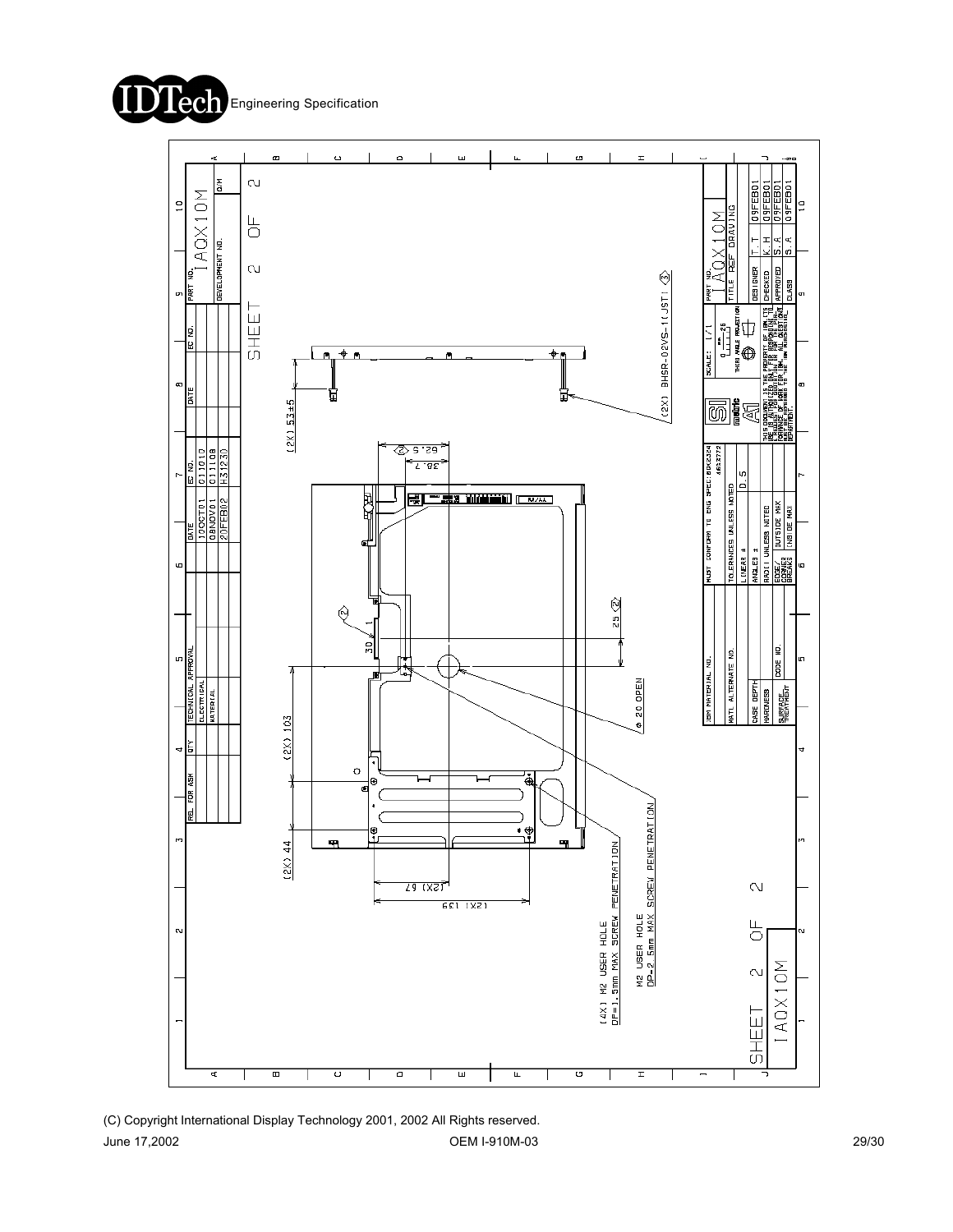Engineering Specification

SHEET 2 OF 2

PART NO. IAQX10M

DEVELOPMENT NO.

| REL. FOR ASM | QTY | TECHNICAL APPROVAL | DATE | EC NO. |
|---|---|---|---|---|
| | | ELECTRICAL | 10OCT01 | O11010 |
| | | MATERIAL | 08NOV01 | O11108 |
| | | | 20FEB02 | H31230 |

(2X) 53±5

(2X) BHSR-02VS-1(JST)

62.5

38.7

30

25

(2X) 103

(2X) 44

(2X) 67

(2X) 139

φ 20 OPEN

(4X) M2 USER HOLE DP=1.5mm MAX SCREW PENETRATION

M2 USER HOLE DP=2.5mm MAX SCREW PENETRATION

| | |
|---|---|
| IBM MATERIAL NO. | MUST CONFORM TO ENG SPEC: |
| MAT'L ALTERNATE NO. | TOLERANCES UNLESS NOTED |
| | LINEAR ± 0.5 |
| | ANGLES ± |
| CASE DEPTH | RADII UNLESS NOTED |
| HARDNESS | EDGE/CORNER BREAK: OUTSIDE MAX |
| SURFACE TREATMENT | INSIDE MAX |

SCALE: 1/1

THIRD ANGLE PROJECTION

A1

PART NO. IAQX10M

TITLE REF DRAWING

| | | |
|---|---|---|
| DESIGNER | T.T | 09FEB01 |
| CHECKED | K.H | 09FEB01 |
| APPROVED | S.A | 09FEB01 |
| CLASS | S.A | 09FEB01 |

SHEET 2 OF 2

IAQX10M

(C) Copyright International Display Technology 2001, 2002 All Rights reserved.

June 17,2002 OEM I-910M-03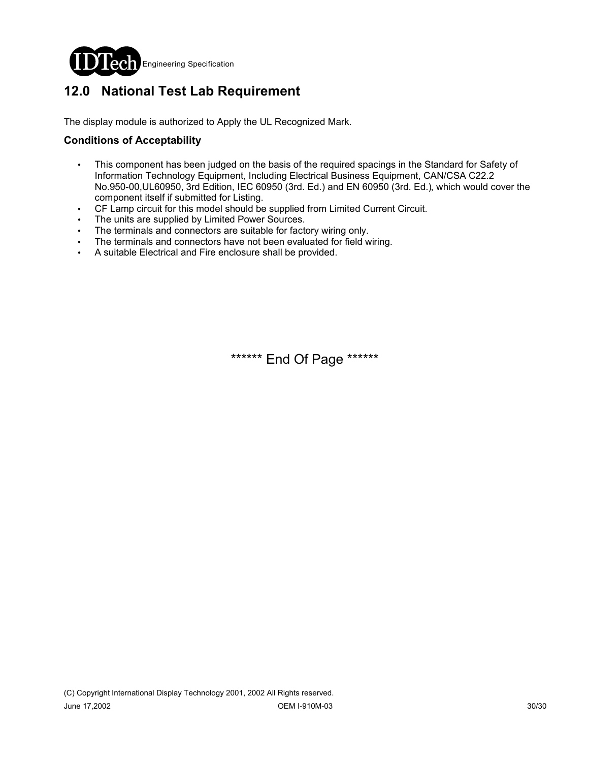## 12.0 National Test Lab Requirement

The display module is authorized to Apply the UL Recognized Mark.

### Conditions of Acceptability

- This component has been judged on the basis of the required spacings in the Standard for Safety of Information Technology Equipment, Including Electrical Business Equipment, CAN/CSA C22.2 No.950-00,UL60950, 3rd Edition, IEC 60950 (3rd. Ed.) and EN 60950 (3rd. Ed.), which would cover the component itself if submitted for Listing.
- CF Lamp circuit for this model should be supplied from Limited Current Circuit.
- The units are supplied by Limited Power Sources.
- The terminals and connectors are suitable for factory wiring only.
- The terminals and connectors have not been evaluated for field wiring.
- A suitable Electrical and Fire enclosure shall be provided.

****** End Of Page ******

(C) Copyright International Display Technology 2001, 2002 All Rights reserved.